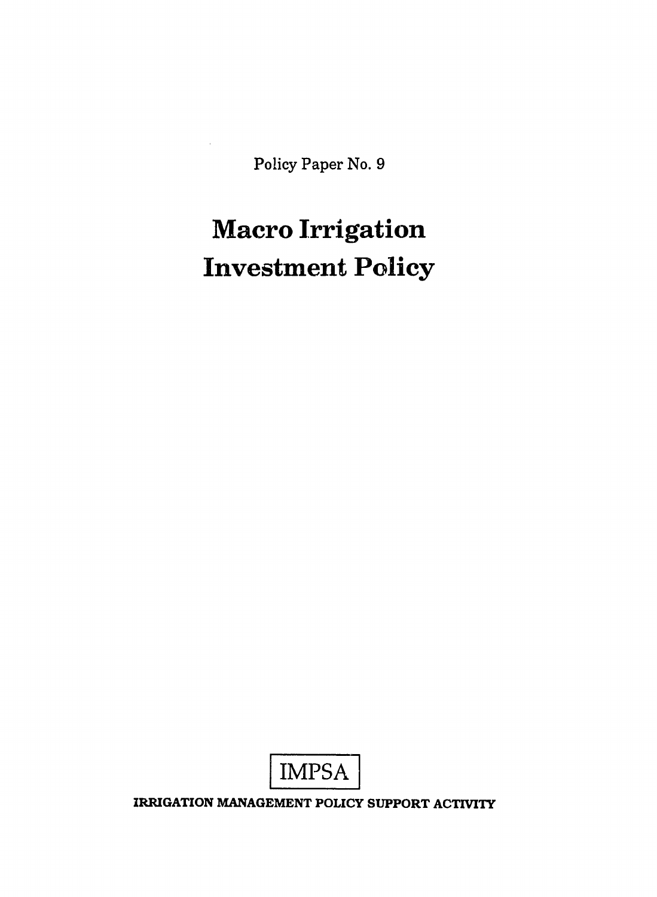Policy Paper No. 9

# Macro Irrigation Investment Policy

IMPSA

**IRRIGATION MANAGEMENT POLICY SUPPORT ACTIVITY**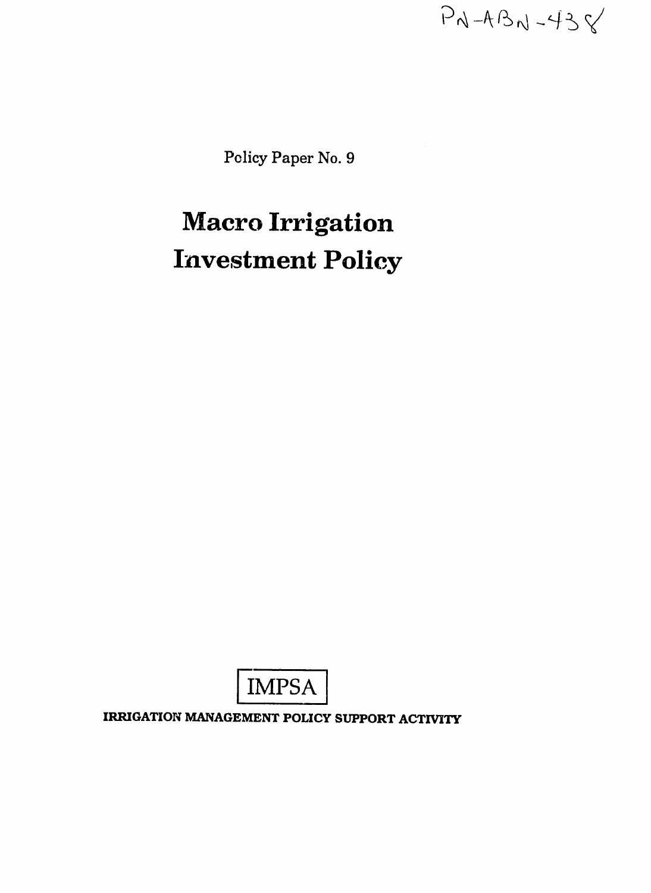PN-ABN-438

Policy Paper No. 9

# Macro Irrigation Investment Policy

IMPSA

**IRRIGATION MANAGEMENT POLICY SUPPORT ACTIVITY**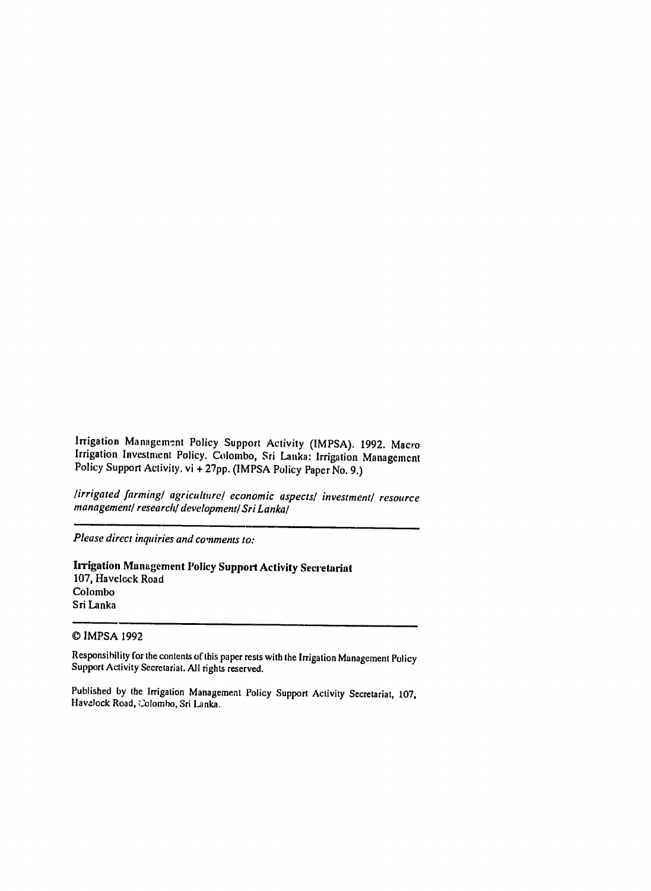Irrigation Management Policy Support Activity (IMPSA). 1992. Macro Irrigation Investment Policy. Colombo, Sri Lanka: Irrigation Management Policy Support Activity. vi + 27pp. (IMPSA Policy Paper No. 9.)

*/irrigated farming/ agriculture/ economic aspects/ investment/ resource management/ research/ development/ Sri Lanka/*

---

*Please direct inquiries and comments to:*

**Irrigation Management Policy Support Activity Secretariat**
107, Havelock Road
Colombo
Sri Lanka

---

© IMPSA 1992

Responsibility for the contents of this paper rests with the Irrigation Management Policy Support Activity Secretariat. All rights reserved.

Published by the Irrigation Management Policy Support Activity Secretariat, 107, Havelock Road, Colombo, Sri Lanka.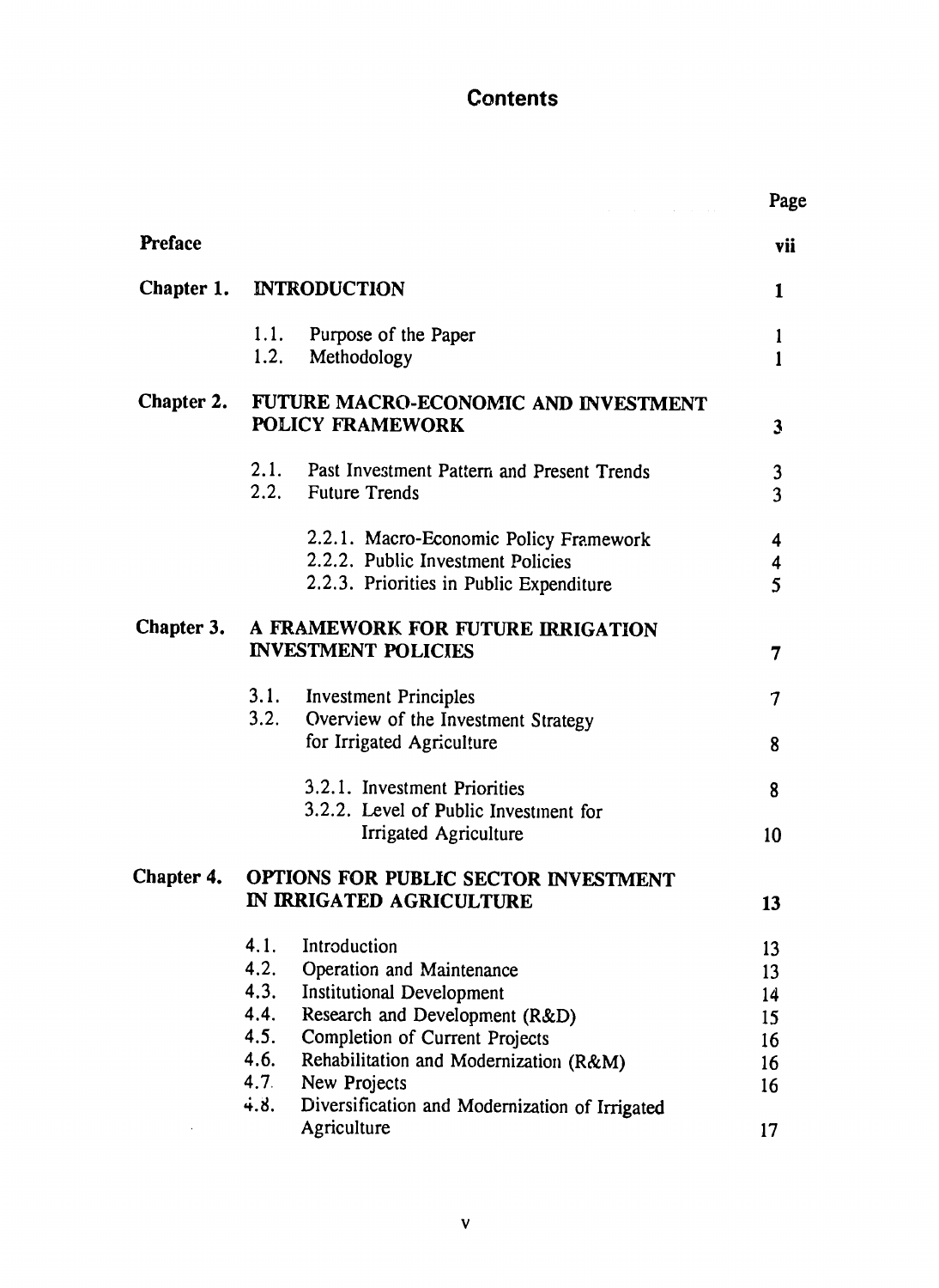# Contents

| | | Page |
|---|---|---|
| **Preface** | | **vii** |
| **Chapter 1.** | **INTRODUCTION** | **1** |
| | 1.1. Purpose of the Paper | 1 |
| | 1.2. Methodology | 1 |
| **Chapter 2.** | **FUTURE MACRO-ECONOMIC AND INVESTMENT POLICY FRAMEWORK** | **3** |
| | 2.1. Past Investment Pattern and Present Trends | 3 |
| | 2.2. Future Trends | 3 |
| | 2.2.1. Macro-Economic Policy Framework | 4 |
| | 2.2.2. Public Investment Policies | 4 |
| | 2.2.3. Priorities in Public Expenditure | 5 |
| **Chapter 3.** | **A FRAMEWORK FOR FUTURE IRRIGATION INVESTMENT POLICIES** | **7** |
| | 3.1. Investment Principles | 7 |
| | 3.2. Overview of the Investment Strategy for Irrigated Agriculture | 8 |
| | 3.2.1. Investment Priorities | 8 |
| | 3.2.2. Level of Public Investment for Irrigated Agriculture | 10 |
| **Chapter 4.** | **OPTIONS FOR PUBLIC SECTOR INVESTMENT IN IRRIGATED AGRICULTURE** | **13** |
| | 4.1. Introduction | 13 |
| | 4.2. Operation and Maintenance | 13 |
| | 4.3. Institutional Development | 14 |
| | 4.4. Research and Development (R&D) | 15 |
| | 4.5. Completion of Current Projects | 16 |
| | 4.6. Rehabilitation and Modernization (R&M) | 16 |
| | 4.7. New Projects | 16 |
| | 4.8. Diversification and Modernization of Irrigated Agriculture | 17 |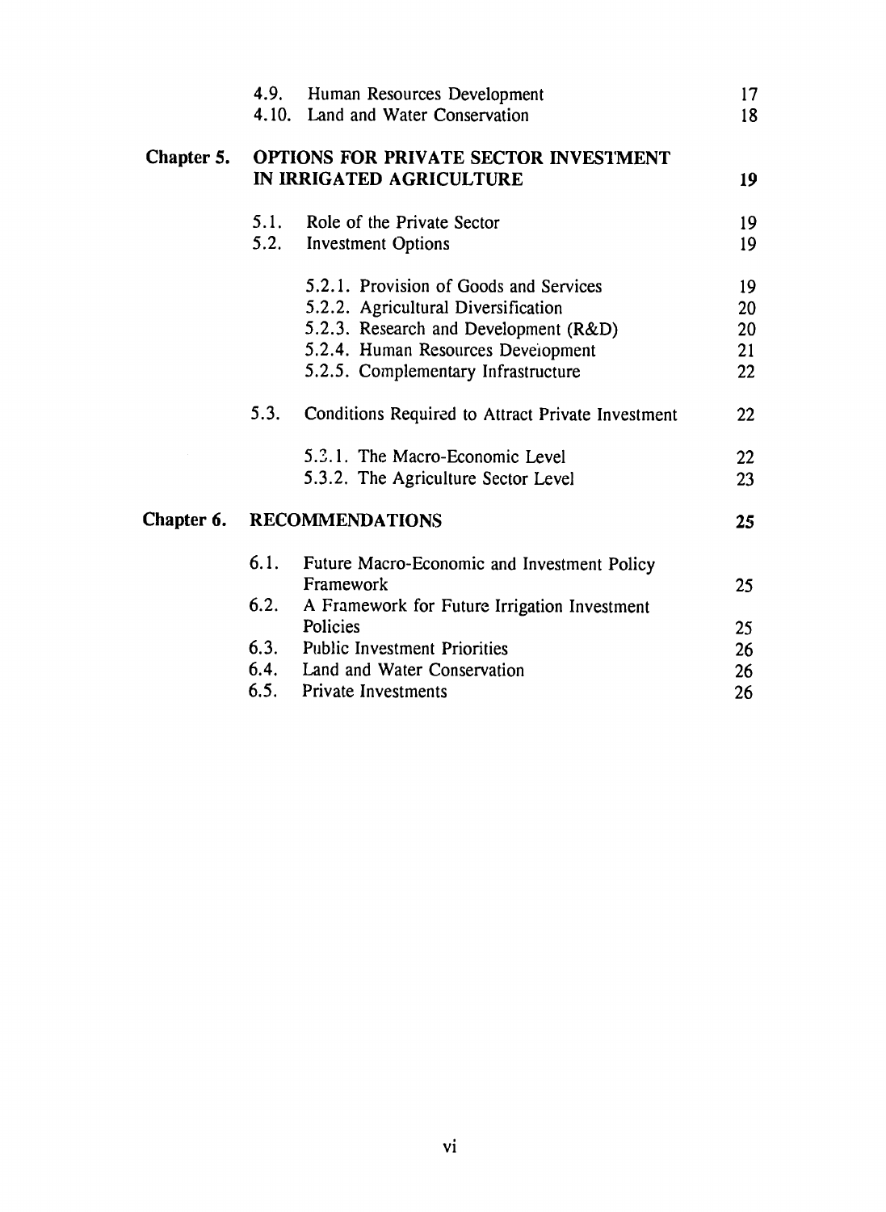| | | |
|---|---|---|
| | 4.9. Human Resources Development | 17 |
| | 4.10. Land and Water Conservation | 18 |
| **Chapter 5.** | **OPTIONS FOR PRIVATE SECTOR INVESTMENT IN IRRIGATED AGRICULTURE** | **19** |
| | 5.1. Role of the Private Sector | 19 |
| | 5.2. Investment Options | 19 |
| | 5.2.1. Provision of Goods and Services | 19 |
| | 5.2.2. Agricultural Diversification | 20 |
| | 5.2.3. Research and Development (R&D) | 20 |
| | 5.2.4. Human Resources Development | 21 |
| | 5.2.5. Complementary Infrastructure | 22 |
| | 5.3. Conditions Required to Attract Private Investment | 22 |
| | 5.3.1. The Macro-Economic Level | 22 |
| | 5.3.2. The Agriculture Sector Level | 23 |
| **Chapter 6.** | **RECOMMENDATIONS** | **25** |
| | 6.1. Future Macro-Economic and Investment Policy Framework | 25 |
| | 6.2. A Framework for Future Irrigation Investment Policies | 25 |
| | 6.3. Public Investment Priorities | 26 |
| | 6.4. Land and Water Conservation | 26 |
| | 6.5. Private Investments | 26 |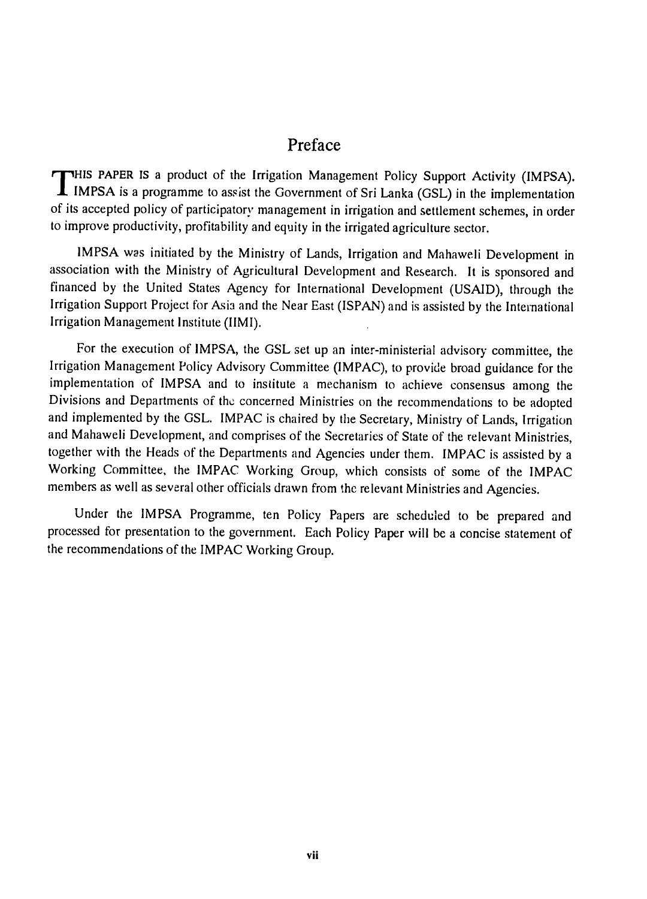# Preface

THIS PAPER IS a product of the Irrigation Management Policy Support Activity (IMPSA). IMPSA is a programme to assist the Government of Sri Lanka (GSL) in the implementation of its accepted policy of participatory management in irrigation and settlement schemes, in order to improve productivity, profitability and equity in the irrigated agriculture sector.

IMPSA was initiated by the Ministry of Lands, Irrigation and Mahaweli Development in association with the Ministry of Agricultural Development and Research. It is sponsored and financed by the United States Agency for International Development (USAID), through the Irrigation Support Project for Asia and the Near East (ISPAN) and is assisted by the International Irrigation Management Institute (IIMI).

For the execution of IMPSA, the GSL set up an inter-ministerial advisory committee, the Irrigation Management Policy Advisory Committee (IMPAC), to provide broad guidance for the implementation of IMPSA and to institute a mechanism to achieve consensus among the Divisions and Departments of the concerned Ministries on the recommendations to be adopted and implemented by the GSL. IMPAC is chaired by the Secretary, Ministry of Lands, Irrigation and Mahaweli Development, and comprises of the Secretaries of State of the relevant Ministries, together with the Heads of the Departments and Agencies under them. IMPAC is assisted by a Working Committee, the IMPAC Working Group, which consists of some of the IMPAC members as well as several other officials drawn from the relevant Ministries and Agencies.

Under the IMPSA Programme, ten Policy Papers are scheduled to be prepared and processed for presentation to the government. Each Policy Paper will be a concise statement of the recommendations of the IMPAC Working Group.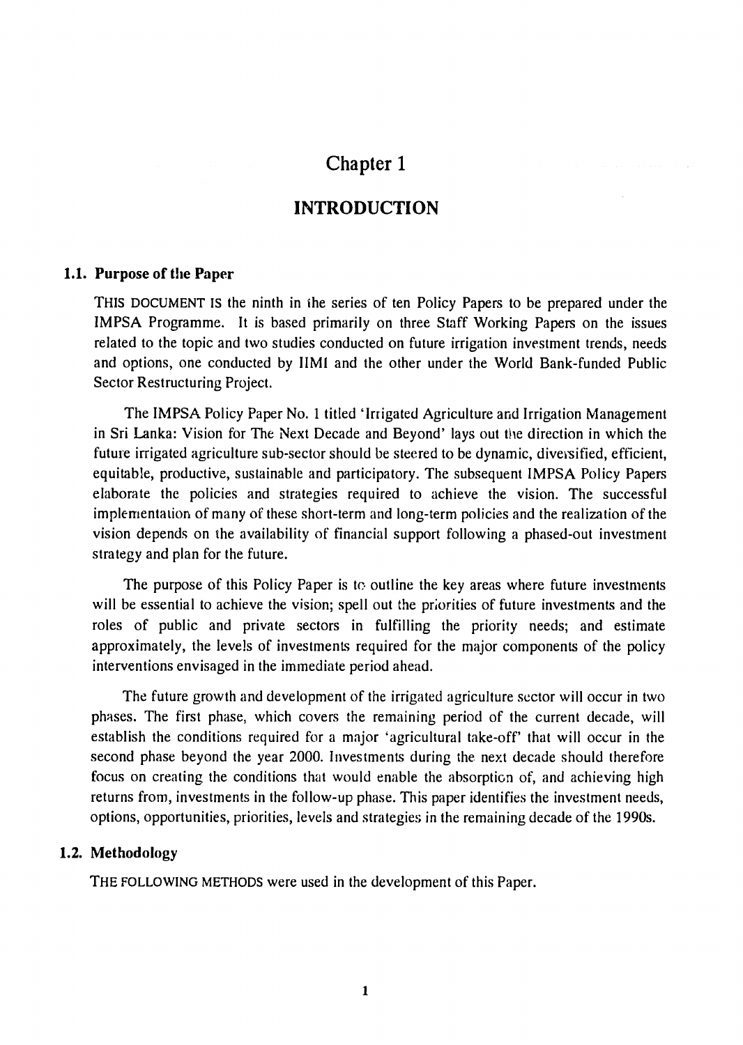# Chapter 1

## INTRODUCTION

### 1.1. Purpose of the Paper

THIS DOCUMENT IS the ninth in the series of ten Policy Papers to be prepared under the IMPSA Programme. It is based primarily on three Staff Working Papers on the issues related to the topic and two studies conducted on future irrigation investment trends, needs and options, one conducted by IIMI and the other under the World Bank-funded Public Sector Restructuring Project.

The IMPSA Policy Paper No. 1 titled 'Irrigated Agriculture and Irrigation Management in Sri Lanka: Vision for The Next Decade and Beyond' lays out the direction in which the future irrigated agriculture sub-sector should be steered to be dynamic, diversified, efficient, equitable, productive, sustainable and participatory. The subsequent IMPSA Policy Papers elaborate the policies and strategies required to achieve the vision. The successful implementation of many of these short-term and long-term policies and the realization of the vision depends on the availability of financial support following a phased-out investment strategy and plan for the future.

The purpose of this Policy Paper is to outline the key areas where future investments will be essential to achieve the vision; spell out the priorities of future investments and the roles of public and private sectors in fulfilling the priority needs; and estimate approximately, the levels of investments required for the major components of the policy interventions envisaged in the immediate period ahead.

The future growth and development of the irrigated agriculture sector will occur in two phases. The first phase, which covers the remaining period of the current decade, will establish the conditions required for a major 'agricultural take-off' that will occur in the second phase beyond the year 2000. Investments during the next decade should therefore focus on creating the conditions that would enable the absorption of, and achieving high returns from, investments in the follow-up phase. This paper identifies the investment needs, options, opportunities, priorities, levels and strategies in the remaining decade of the 1990s.

### 1.2. Methodology

THE FOLLOWING METHODS were used in the development of this Paper.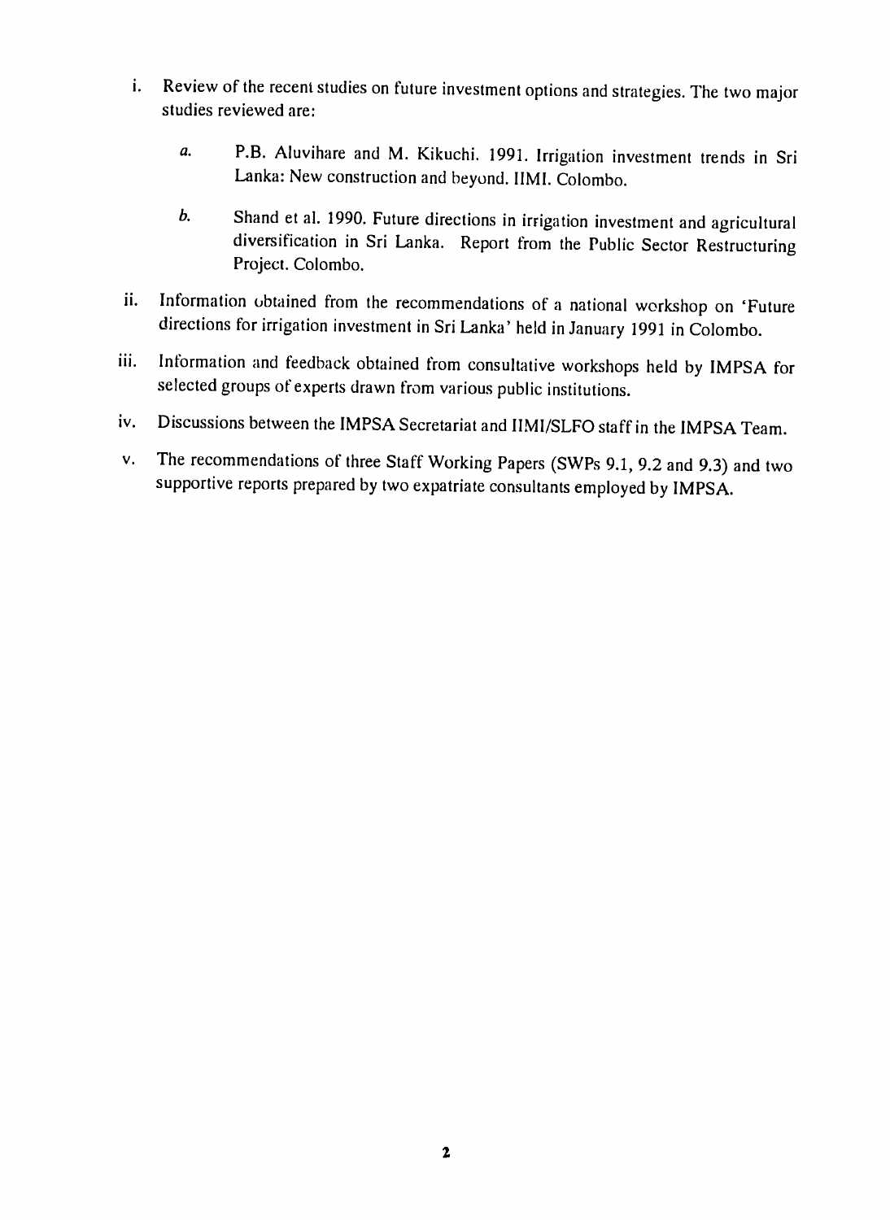i. Review of the recent studies on future investment options and strategies. The two major studies reviewed are:

   *a.* P.B. Aluvihare and M. Kikuchi. 1991. Irrigation investment trends in Sri Lanka: New construction and beyond. IIMI. Colombo.

   *b.* Shand et al. 1990. Future directions in irrigation investment and agricultural diversification in Sri Lanka. Report from the Public Sector Restructuring Project. Colombo.

ii. Information obtained from the recommendations of a national workshop on 'Future directions for irrigation investment in Sri Lanka' held in January 1991 in Colombo.

iii. Information and feedback obtained from consultative workshops held by IMPSA for selected groups of experts drawn from various public institutions.

iv. Discussions between the IMPSA Secretariat and IIMI/SLFO staff in the IMPSA Team.

v. The recommendations of three Staff Working Papers (SWPs 9.1, 9.2 and 9.3) and two supportive reports prepared by two expatriate consultants employed by IMPSA.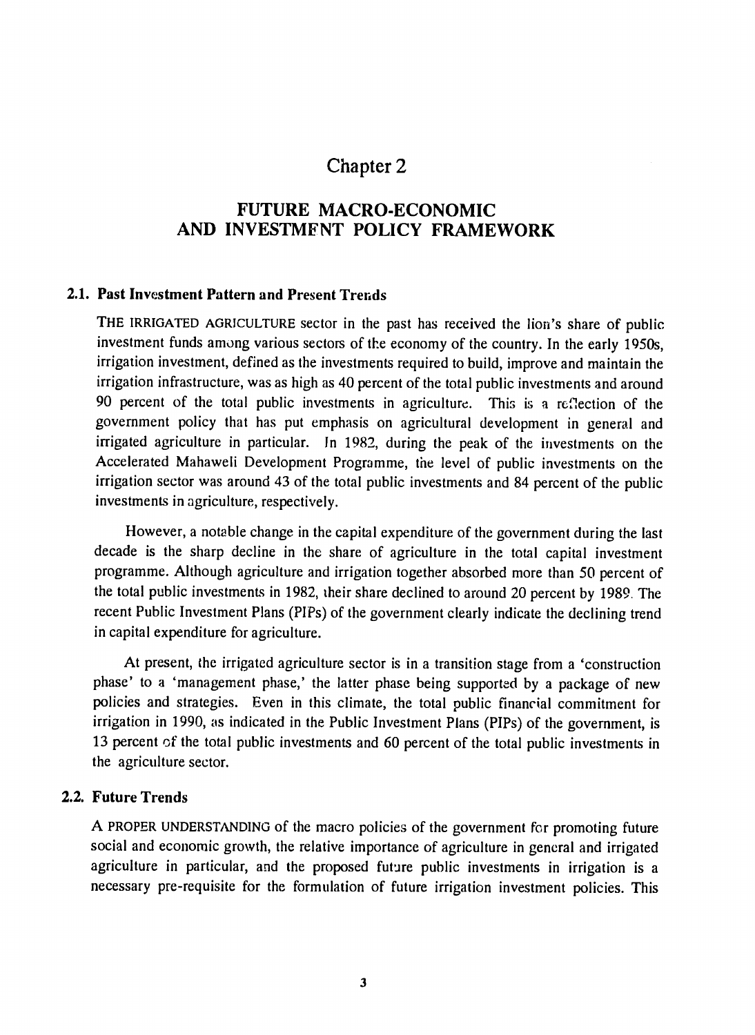# Chapter 2

## FUTURE MACRO-ECONOMIC AND INVESTMENT POLICY FRAMEWORK

### 2.1. Past Investment Pattern and Present Trends

THE IRRIGATED AGRICULTURE sector in the past has received the lion's share of public investment funds among various sectors of the economy of the country. In the early 1950s, irrigation investment, defined as the investments required to build, improve and maintain the irrigation infrastructure, was as high as 40 percent of the total public investments and around 90 percent of the total public investments in agriculture. This is a reflection of the government policy that has put emphasis on agricultural development in general and irrigated agriculture in particular. In 1982, during the peak of the investments on the Accelerated Mahaweli Development Programme, the level of public investments on the irrigation sector was around 43 of the total public investments and 84 percent of the public investments in agriculture, respectively.

However, a notable change in the capital expenditure of the government during the last decade is the sharp decline in the share of agriculture in the total capital investment programme. Although agriculture and irrigation together absorbed more than 50 percent of the total public investments in 1982, their share declined to around 20 percent by 1989. The recent Public Investment Plans (PIPs) of the government clearly indicate the declining trend in capital expenditure for agriculture.

At present, the irrigated agriculture sector is in a transition stage from a 'construction phase' to a 'management phase,' the latter phase being supported by a package of new policies and strategies. Even in this climate, the total public financial commitment for irrigation in 1990, as indicated in the Public Investment Plans (PIPs) of the government, is 13 percent of the total public investments and 60 percent of the total public investments in the agriculture sector.

### 2.2. Future Trends

A PROPER UNDERSTANDING of the macro policies of the government for promoting future social and economic growth, the relative importance of agriculture in general and irrigated agriculture in particular, and the proposed future public investments in irrigation is a necessary pre-requisite for the formulation of future irrigation investment policies. This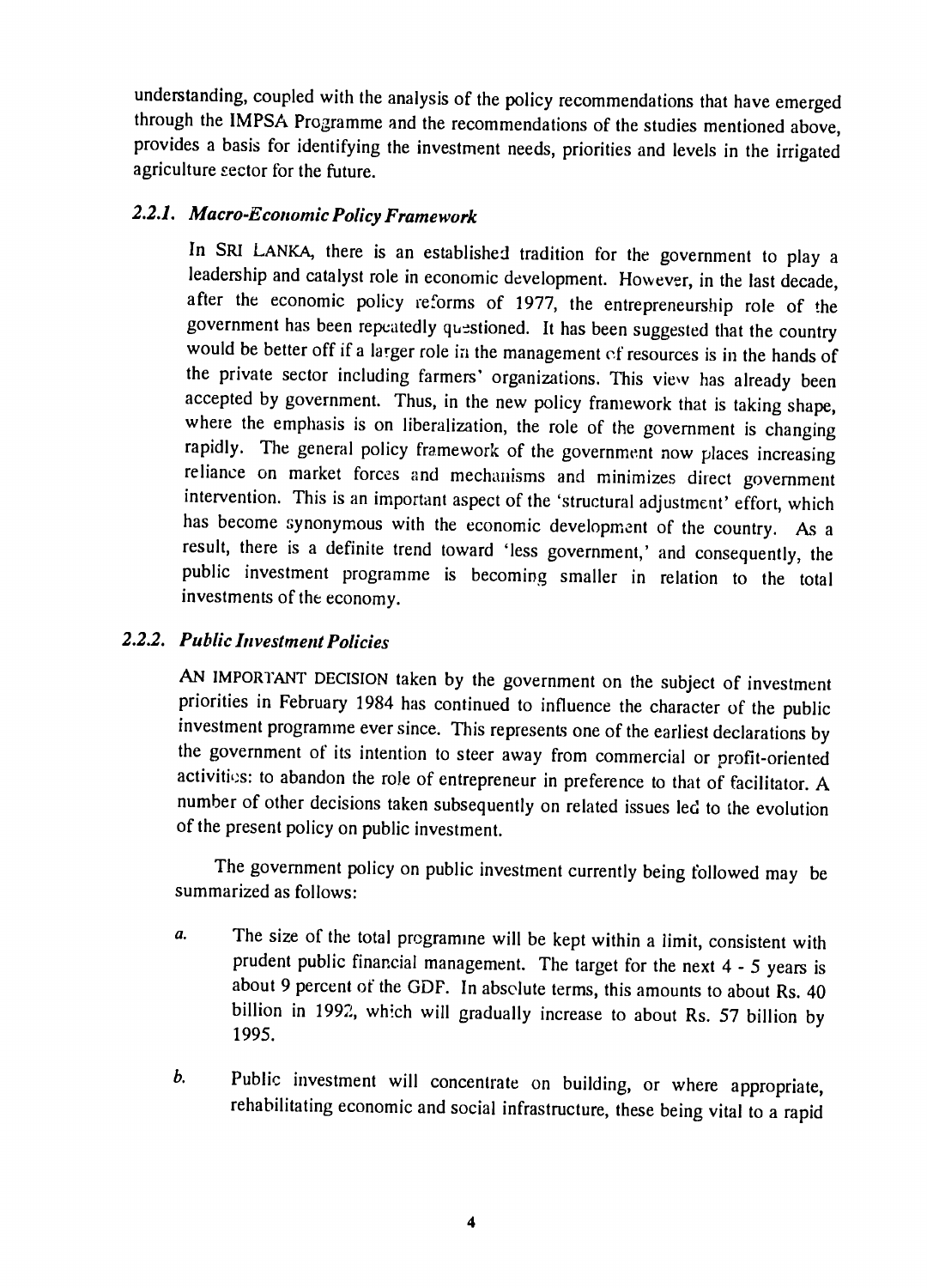understanding, coupled with the analysis of the policy recommendations that have emerged through the IMPSA Programme and the recommendations of the studies mentioned above, provides a basis for identifying the investment needs, priorities and levels in the irrigated agriculture sector for the future.

### *2.2.1. Macro-Economic Policy Framework*

In SRI LANKA, there is an established tradition for the government to play a leadership and catalyst role in economic development. However, in the last decade, after the economic policy reforms of 1977, the entrepreneurship role of the government has been repeatedly questioned. It has been suggested that the country would be better off if a larger role in the management of resources is in the hands of the private sector including farmers' organizations. This view has already been accepted by government. Thus, in the new policy framework that is taking shape, where the emphasis is on liberalization, the role of the government is changing rapidly. The general policy framework of the government now places increasing reliance on market forces and mechanisms and minimizes direct government intervention. This is an important aspect of the 'structural adjustment' effort, which has become synonymous with the economic development of the country. As a result, there is a definite trend toward 'less government,' and consequently, the public investment programme is becoming smaller in relation to the total investments of the economy.

### *2.2.2. Public Investment Policies*

AN IMPORTANT DECISION taken by the government on the subject of investment priorities in February 1984 has continued to influence the character of the public investment programme ever since. This represents one of the earliest declarations by the government of its intention to steer away from commercial or profit-oriented activities: to abandon the role of entrepreneur in preference to that of facilitator. A number of other decisions taken subsequently on related issues led to the evolution of the present policy on public investment.

The government policy on public investment currently being followed may be summarized as follows:

*a.* The size of the total programme will be kept within a limit, consistent with prudent public financial management. The target for the next 4 - 5 years is about 9 percent of the GDP. In absolute terms, this amounts to about Rs. 40 billion in 1992, which will gradually increase to about Rs. 57 billion by 1995.

*b.* Public investment will concentrate on building, or where appropriate, rehabilitating economic and social infrastructure, these being vital to a rapid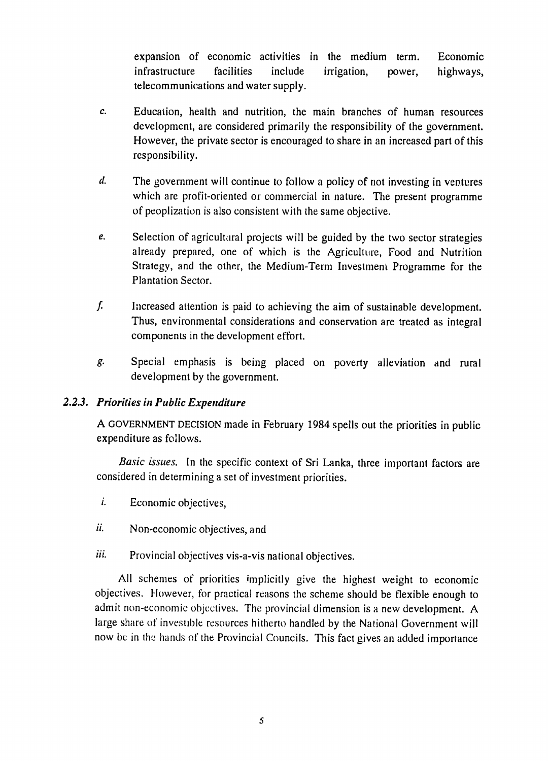expansion of economic activities in the medium term. Economic infrastructure facilities include irrigation, power, highways, telecommunications and water supply.

*c.* Education, health and nutrition, the main branches of human resources development, are considered primarily the responsibility of the government. However, the private sector is encouraged to share in an increased part of this responsibility.

*d.* The government will continue to follow a policy of not investing in ventures which are profit-oriented or commercial in nature. The present programme of peoplization is also consistent with the same objective.

*e.* Selection of agricultural projects will be guided by the two sector strategies already prepared, one of which is the Agriculture, Food and Nutrition Strategy, and the other, the Medium-Term Investment Programme for the Plantation Sector.

*f.* Increased attention is paid to achieving the aim of sustainable development. Thus, environmental considerations and conservation are treated as integral components in the development effort.

*g.* Special emphasis is being placed on poverty alleviation and rural development by the government.

### *2.2.3. Priorities in Public Expenditure*

A GOVERNMENT DECISION made in February 1984 spells out the priorities in public expenditure as follows.

*Basic issues.* In the specific context of Sri Lanka, three important factors are considered in determining a set of investment priorities.

*i.* Economic objectives,

*ii.* Non-economic objectives, and

*iii.* Provincial objectives vis-a-vis national objectives.

All schemes of priorities implicitly give the highest weight to economic objectives. However, for practical reasons the scheme should be flexible enough to admit non-economic objectives. The provincial dimension is a new development. A large share of investible resources hitherto handled by the National Government will now be in the hands of the Provincial Councils. This fact gives an added importance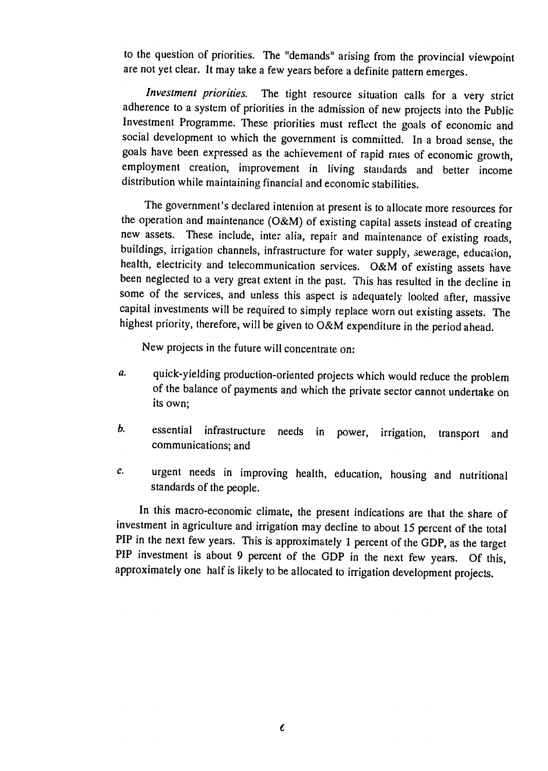to the question of priorities. The "demands" arising from the provincial viewpoint are not yet clear. It may take a few years before a definite pattern emerges.

*Investment priorities.* The tight resource situation calls for a very strict adherence to a system of priorities in the admission of new projects into the Public Investment Programme. These priorities must reflect the goals of economic and social development to which the government is committed. In a broad sense, the goals have been expressed as the achievement of rapid rates of economic growth, employment creation, improvement in living standards and better income distribution while maintaining financial and economic stabilities.

The government's declared intention at present is to allocate more resources for the operation and maintenance (O&M) of existing capital assets instead of creating new assets. These include, inter alia, repair and maintenance of existing roads, buildings, irrigation channels, infrastructure for water supply, sewerage, education, health, electricity and telecommunication services. O&M of existing assets have been neglected to a very great extent in the past. This has resulted in the decline in some of the services, and unless this aspect is adequately looked after, massive capital investments will be required to simply replace worn out existing assets. The highest priority, therefore, will be given to O&M expenditure in the period ahead.

New projects in the future will concentrate on:

*a.* quick-yielding production-oriented projects which would reduce the problem of the balance of payments and which the private sector cannot undertake on its own;

*b.* essential infrastructure needs in power, irrigation, transport and communications; and

*c.* urgent needs in improving health, education, housing and nutritional standards of the people.

In this macro-economic climate, the present indications are that the share of investment in agriculture and irrigation may decline to about 15 percent of the total PIP in the next few years. This is approximately 1 percent of the GDP, as the target PIP investment is about 9 percent of the GDP in the next few years. Of this, approximately one half is likely to be allocated to irrigation development projects.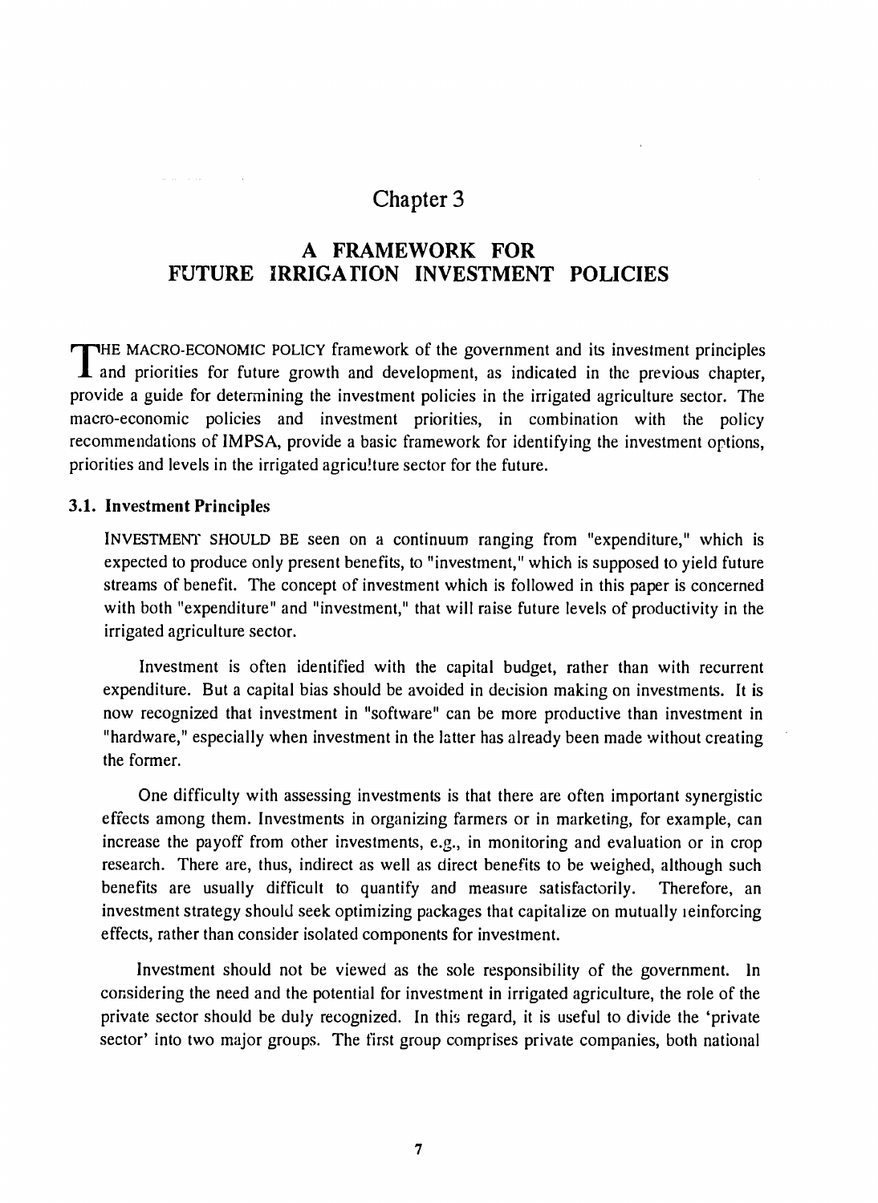# Chapter 3

## A FRAMEWORK FOR FUTURE IRRIGATION INVESTMENT POLICIES

THE MACRO-ECONOMIC POLICY framework of the government and its investment principles and priorities for future growth and development, as indicated in the previous chapter, provide a guide for determining the investment policies in the irrigated agriculture sector. The macro-economic policies and investment priorities, in combination with the policy recommendations of IMPSA, provide a basic framework for identifying the investment options, priorities and levels in the irrigated agriculture sector for the future.

### 3.1. Investment Principles

INVESTMENT SHOULD BE seen on a continuum ranging from "expenditure," which is expected to produce only present benefits, to "investment," which is supposed to yield future streams of benefit. The concept of investment which is followed in this paper is concerned with both "expenditure" and "investment," that will raise future levels of productivity in the irrigated agriculture sector.

Investment is often identified with the capital budget, rather than with recurrent expenditure. But a capital bias should be avoided in decision making on investments. It is now recognized that investment in "software" can be more productive than investment in "hardware," especially when investment in the latter has already been made without creating the former.

One difficulty with assessing investments is that there are often important synergistic effects among them. Investments in organizing farmers or in marketing, for example, can increase the payoff from other investments, e.g., in monitoring and evaluation or in crop research. There are, thus, indirect as well as direct benefits to be weighed, although such benefits are usually difficult to quantify and measure satisfactorily. Therefore, an investment strategy should seek optimizing packages that capitalize on mutually reinforcing effects, rather than consider isolated components for investment.

Investment should not be viewed as the sole responsibility of the government. In considering the need and the potential for investment in irrigated agriculture, the role of the private sector should be duly recognized. In this regard, it is useful to divide the 'private sector' into two major groups. The first group comprises private companies, both national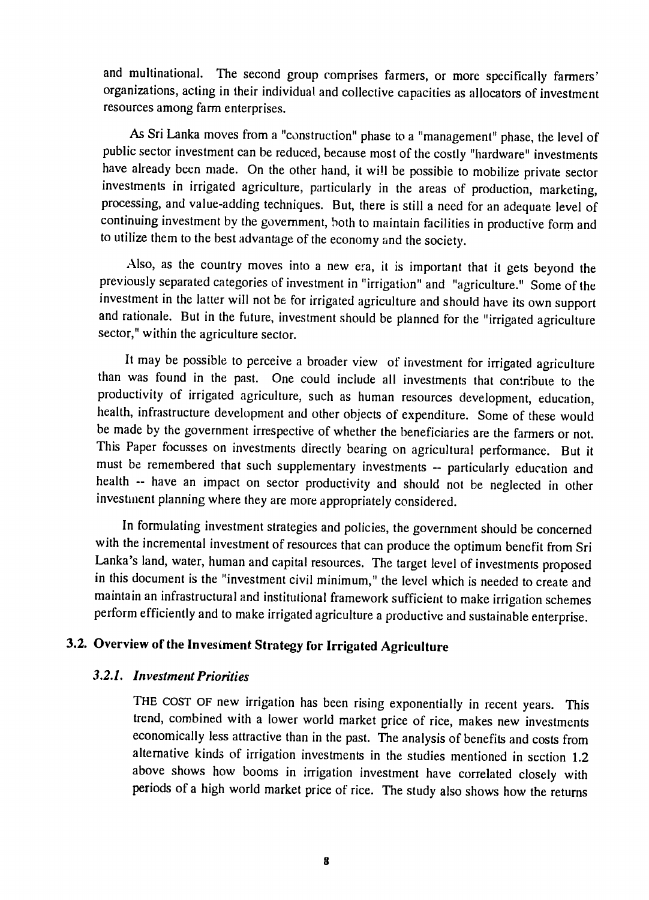and multinational. The second group comprises farmers, or more specifically farmers' organizations, acting in their individual and collective capacities as allocators of investment resources among farm enterprises.

As Sri Lanka moves from a "construction" phase to a "management" phase, the level of public sector investment can be reduced, because most of the costly "hardware" investments have already been made. On the other hand, it will be possible to mobilize private sector investments in irrigated agriculture, particularly in the areas of production, marketing, processing, and value-adding techniques. But, there is still a need for an adequate level of continuing investment by the government, both to maintain facilities in productive form and to utilize them to the best advantage of the economy and the society.

Also, as the country moves into a new era, it is important that it gets beyond the previously separated categories of investment in "irrigation" and "agriculture." Some of the investment in the latter will not be for irrigated agriculture and should have its own support and rationale. But in the future, investment should be planned for the "irrigated agriculture sector," within the agriculture sector.

It may be possible to perceive a broader view of investment for irrigated agriculture than was found in the past. One could include all investments that contribute to the productivity of irrigated agriculture, such as human resources development, education, health, infrastructure development and other objects of expenditure. Some of these would be made by the government irrespective of whether the beneficiaries are the farmers or not. This Paper focusses on investments directly bearing on agricultural performance. But it must be remembered that such supplementary investments -- particularly education and health -- have an impact on sector productivity and should not be neglected in other investment planning where they are more appropriately considered.

In formulating investment strategies and policies, the government should be concerned with the incremental investment of resources that can produce the optimum benefit from Sri Lanka's land, water, human and capital resources. The target level of investments proposed in this document is the "investment civil minimum," the level which is needed to create and maintain an infrastructural and institutional framework sufficient to make irrigation schemes perform efficiently and to make irrigated agriculture a productive and sustainable enterprise.

## 3.2. Overview of the Investment Strategy for Irrigated Agriculture

### *3.2.1. Investment Priorities*

THE COST OF new irrigation has been rising exponentially in recent years. This trend, combined with a lower world market price of rice, makes new investments economically less attractive than in the past. The analysis of benefits and costs from alternative kinds of irrigation investments in the studies mentioned in section 1.2 above shows how booms in irrigation investment have correlated closely with periods of a high world market price of rice. The study also shows how the returns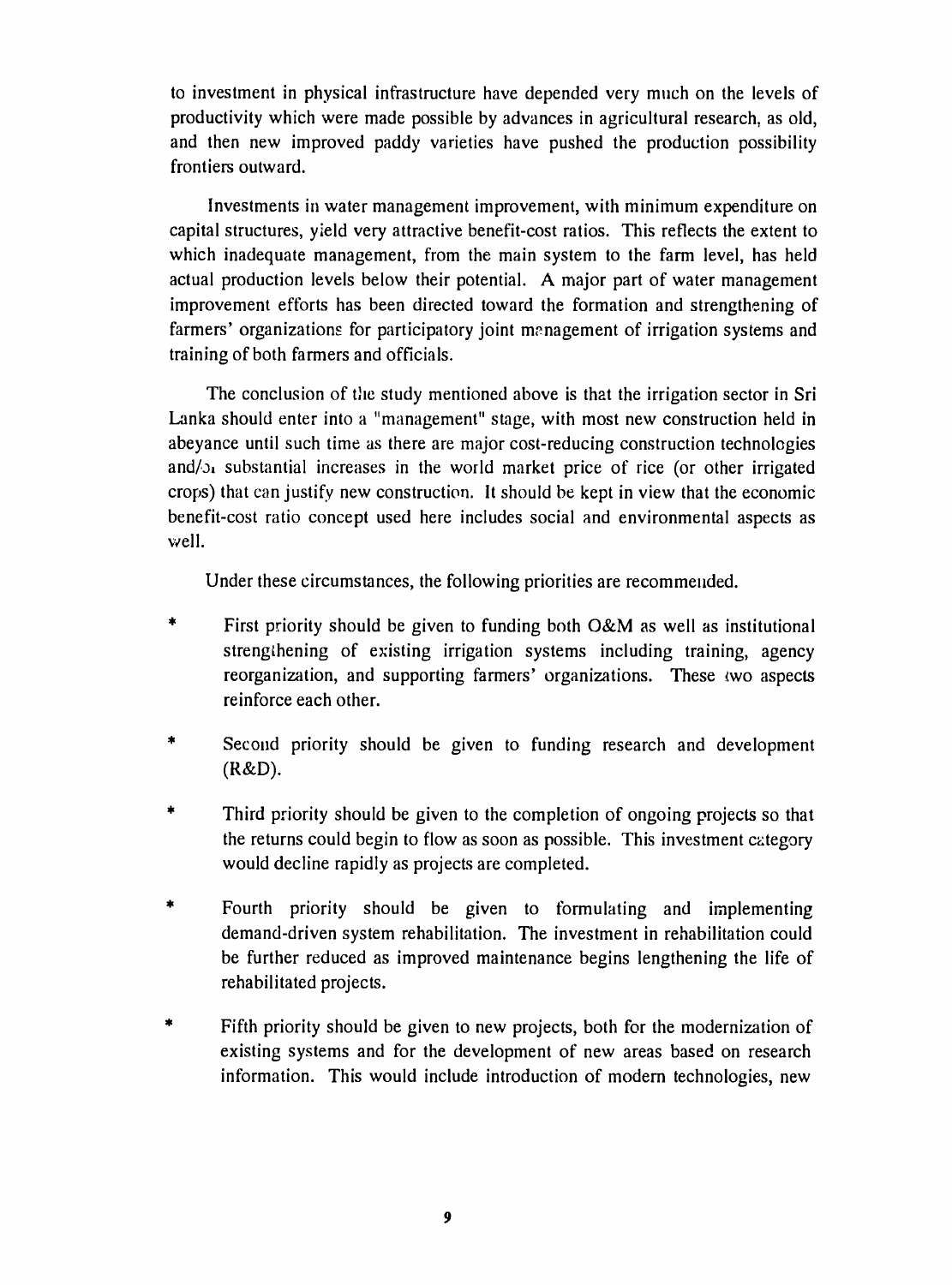to investment in physical infrastructure have depended very much on the levels of productivity which were made possible by advances in agricultural research, as old, and then new improved paddy varieties have pushed the production possibility frontiers outward.

Investments in water management improvement, with minimum expenditure on capital structures, yield very attractive benefit-cost ratios. This reflects the extent to which inadequate management, from the main system to the farm level, has held actual production levels below their potential. A major part of water management improvement efforts has been directed toward the formation and strengthening of farmers' organizations for participatory joint management of irrigation systems and training of both farmers and officials.

The conclusion of the study mentioned above is that the irrigation sector in Sri Lanka should enter into a "management" stage, with most new construction held in abeyance until such time as there are major cost-reducing construction technologies and/or substantial increases in the world market price of rice (or other irrigated crops) that can justify new construction. It should be kept in view that the economic benefit-cost ratio concept used here includes social and environmental aspects as well.

Under these circumstances, the following priorities are recommended.

* First priority should be given to funding both O&M as well as institutional strengthening of existing irrigation systems including training, agency reorganization, and supporting farmers' organizations. These two aspects reinforce each other.

* Second priority should be given to funding research and development (R&D).

* Third priority should be given to the completion of ongoing projects so that the returns could begin to flow as soon as possible. This investment category would decline rapidly as projects are completed.

* Fourth priority should be given to formulating and implementing demand-driven system rehabilitation. The investment in rehabilitation could be further reduced as improved maintenance begins lengthening the life of rehabilitated projects.

* Fifth priority should be given to new projects, both for the modernization of existing systems and for the development of new areas based on research information. This would include introduction of modern technologies, new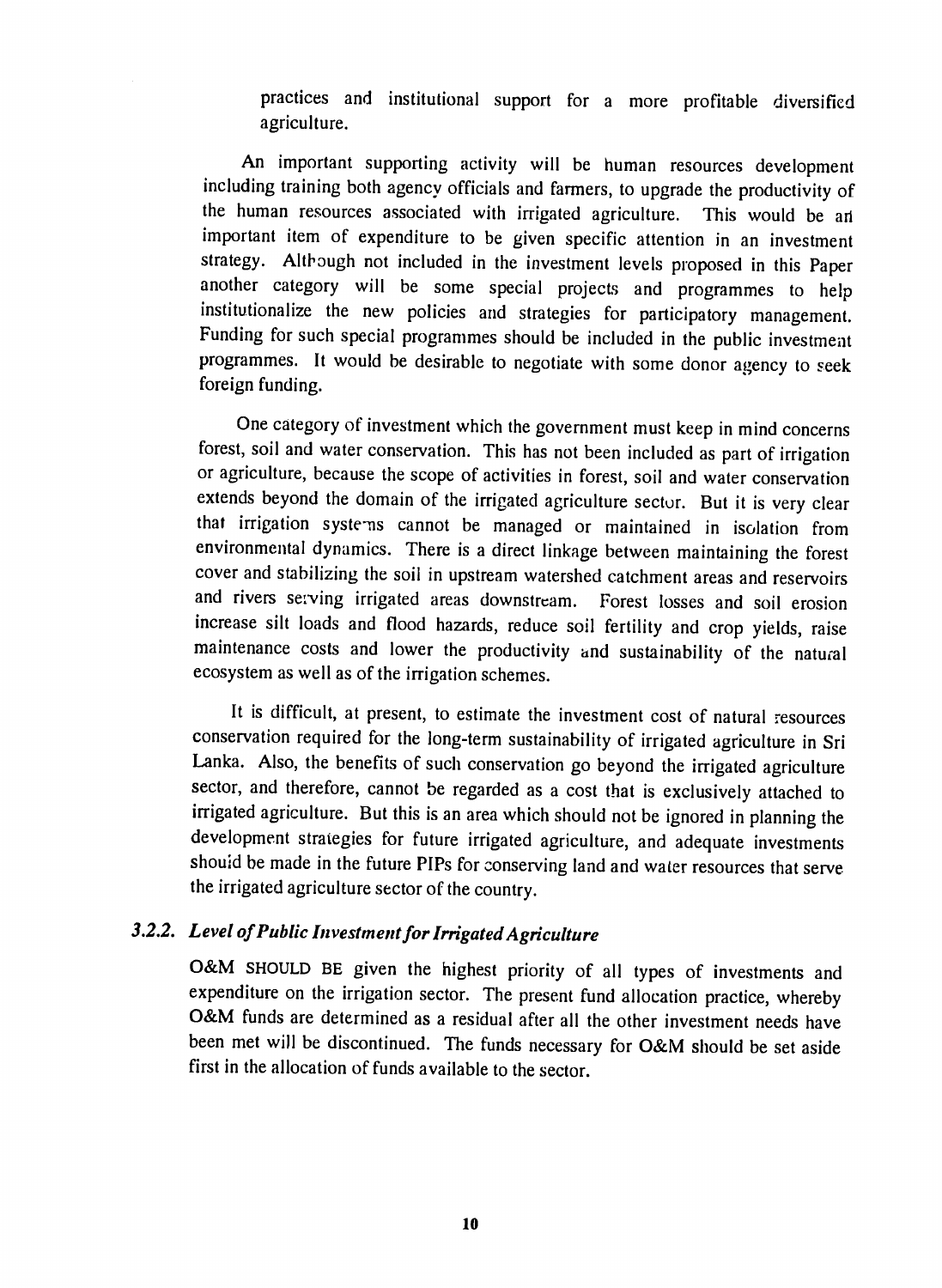practices and institutional support for a more profitable diversified agriculture.

An important supporting activity will be human resources development including training both agency officials and farmers, to upgrade the productivity of the human resources associated with irrigated agriculture. This would be an important item of expenditure to be given specific attention in an investment strategy. Although not included in the investment levels proposed in this Paper another category will be some special projects and programmes to help institutionalize the new policies and strategies for participatory management. Funding for such special programmes should be included in the public investment programmes. It would be desirable to negotiate with some donor agency to seek foreign funding.

One category of investment which the government must keep in mind concerns forest, soil and water conservation. This has not been included as part of irrigation or agriculture, because the scope of activities in forest, soil and water conservation extends beyond the domain of the irrigated agriculture sector. But it is very clear that irrigation systems cannot be managed or maintained in isolation from environmental dynamics. There is a direct linkage between maintaining the forest cover and stabilizing the soil in upstream watershed catchment areas and reservoirs and rivers serving irrigated areas downstream. Forest losses and soil erosion increase silt loads and flood hazards, reduce soil fertility and crop yields, raise maintenance costs and lower the productivity and sustainability of the natural ecosystem as well as of the irrigation schemes.

It is difficult, at present, to estimate the investment cost of natural resources conservation required for the long-term sustainability of irrigated agriculture in Sri Lanka. Also, the benefits of such conservation go beyond the irrigated agriculture sector, and therefore, cannot be regarded as a cost that is exclusively attached to irrigated agriculture. But this is an area which should not be ignored in planning the development strategies for future irrigated agriculture, and adequate investments should be made in the future PIPs for conserving land and water resources that serve the irrigated agriculture sector of the country.

### 3.2.2. *Level of Public Investment for Irrigated Agriculture*

O&M SHOULD BE given the highest priority of all types of investments and expenditure on the irrigation sector. The present fund allocation practice, whereby O&M funds are determined as a residual after all the other investment needs have been met will be discontinued. The funds necessary for O&M should be set aside first in the allocation of funds available to the sector.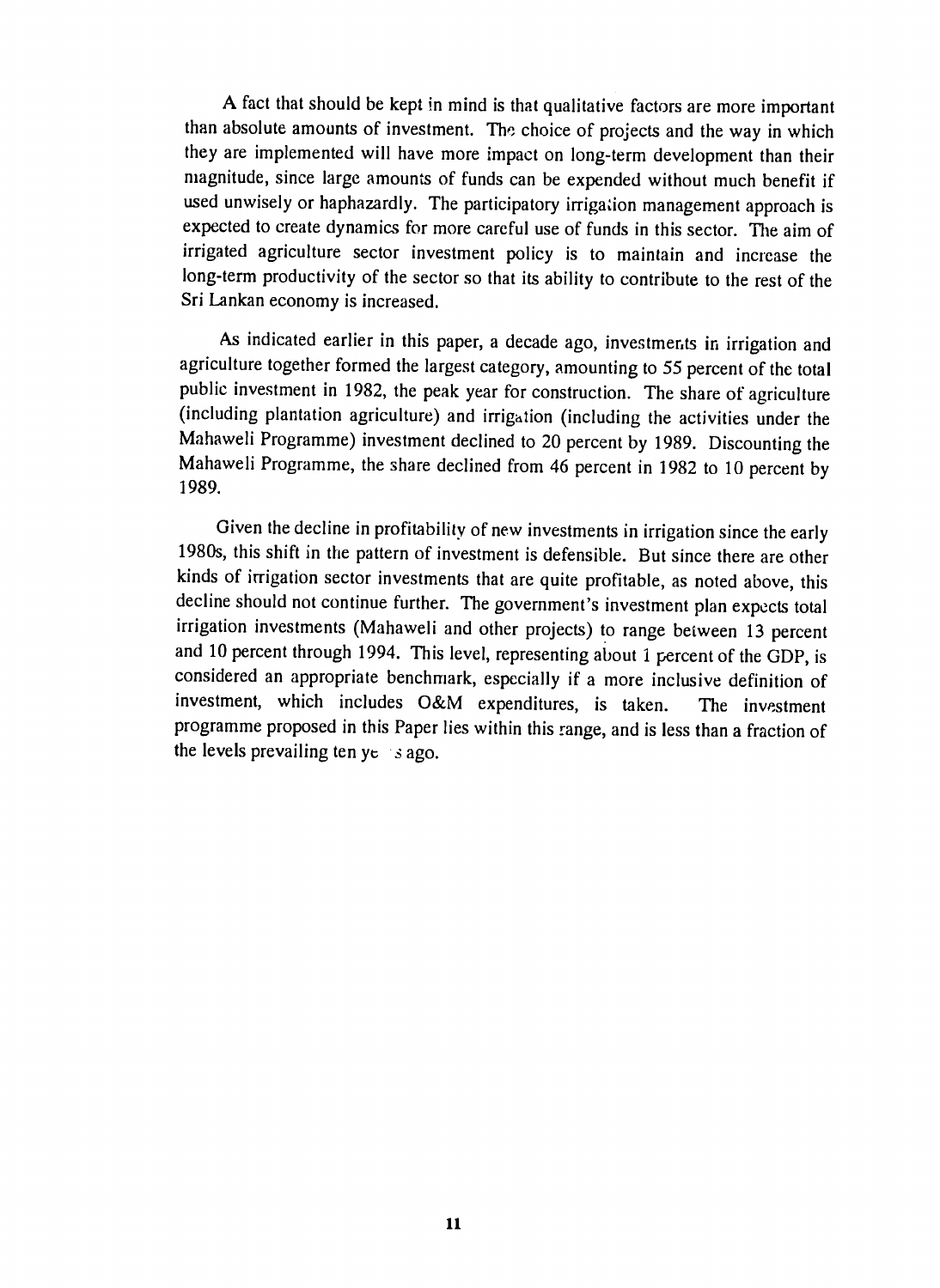A fact that should be kept in mind is that qualitative factors are more important than absolute amounts of investment. The choice of projects and the way in which they are implemented will have more impact on long-term development than their magnitude, since large amounts of funds can be expended without much benefit if used unwisely or haphazardly. The participatory irrigation management approach is expected to create dynamics for more careful use of funds in this sector. The aim of irrigated agriculture sector investment policy is to maintain and increase the long-term productivity of the sector so that its ability to contribute to the rest of the Sri Lankan economy is increased.

As indicated earlier in this paper, a decade ago, investments in irrigation and agriculture together formed the largest category, amounting to 55 percent of the total public investment in 1982, the peak year for construction. The share of agriculture (including plantation agriculture) and irrigation (including the activities under the Mahaweli Programme) investment declined to 20 percent by 1989. Discounting the Mahaweli Programme, the share declined from 46 percent in 1982 to 10 percent by 1989.

Given the decline in profitability of new investments in irrigation since the early 1980s, this shift in the pattern of investment is defensible. But since there are other kinds of irrigation sector investments that are quite profitable, as noted above, this decline should not continue further. The government's investment plan expects total irrigation investments (Mahaweli and other projects) to range between 13 percent and 10 percent through 1994. This level, representing about 1 percent of the GDP, is considered an appropriate benchmark, especially if a more inclusive definition of investment, which includes O&M expenditures, is taken. The investment programme proposed in this Paper lies within this range, and is less than a fraction of the levels prevailing ten years ago.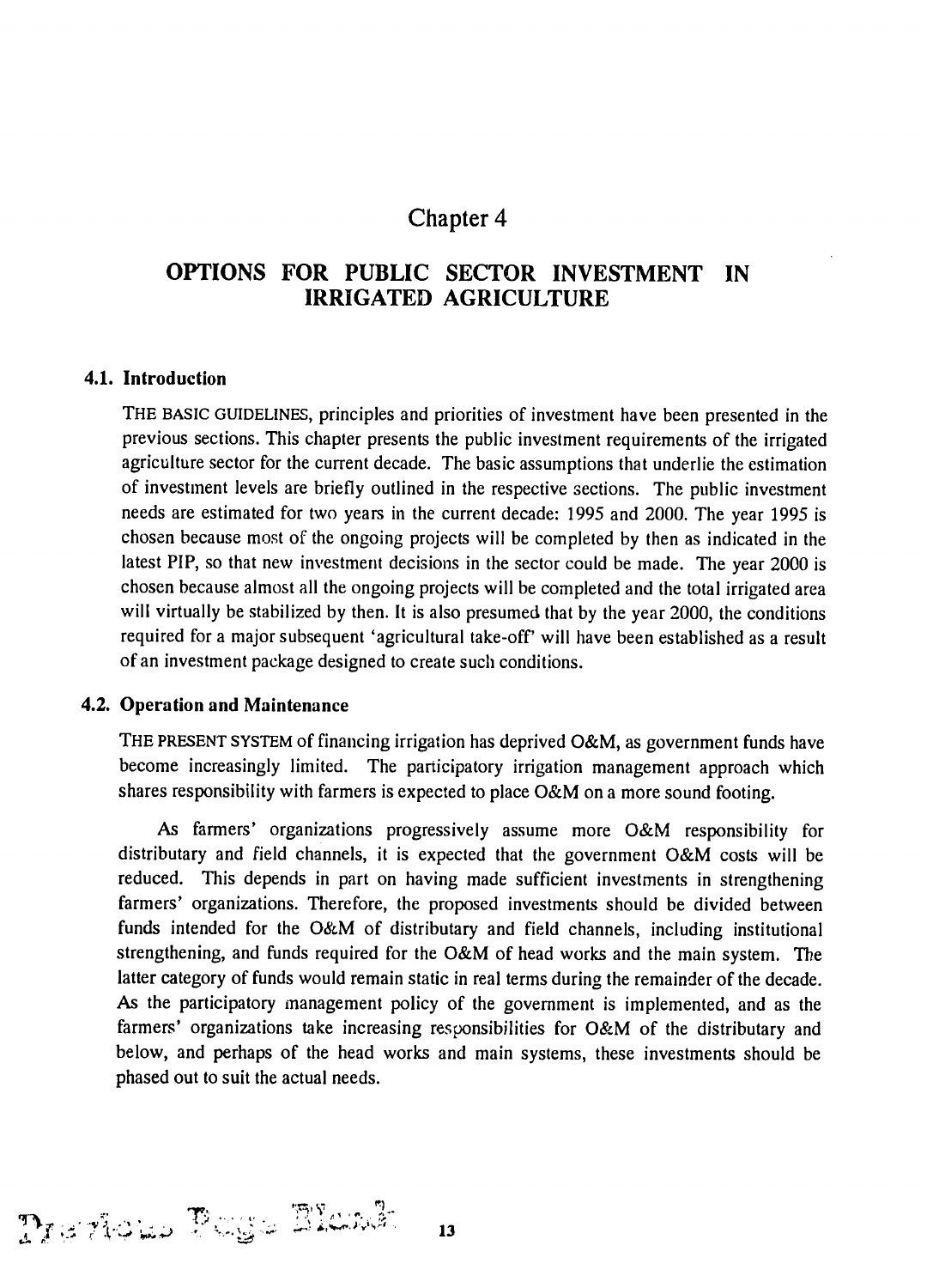# Chapter 4

## OPTIONS FOR PUBLIC SECTOR INVESTMENT IN IRRIGATED AGRICULTURE

### 4.1. Introduction

THE BASIC GUIDELINES, principles and priorities of investment have been presented in the previous sections. This chapter presents the public investment requirements of the irrigated agriculture sector for the current decade. The basic assumptions that underlie the estimation of investment levels are briefly outlined in the respective sections. The public investment needs are estimated for two years in the current decade: 1995 and 2000. The year 1995 is chosen because most of the ongoing projects will be completed by then as indicated in the latest PIP, so that new investment decisions in the sector could be made. The year 2000 is chosen because almost all the ongoing projects will be completed and the total irrigated area will virtually be stabilized by then. It is also presumed that by the year 2000, the conditions required for a major subsequent 'agricultural take-off' will have been established as a result of an investment package designed to create such conditions.

### 4.2. Operation and Maintenance

THE PRESENT SYSTEM of financing irrigation has deprived O&M, as government funds have become increasingly limited. The participatory irrigation management approach which shares responsibility with farmers is expected to place O&M on a more sound footing.

As farmers' organizations progressively assume more O&M responsibility for distributary and field channels, it is expected that the government O&M costs will be reduced. This depends in part on having made sufficient investments in strengthening farmers' organizations. Therefore, the proposed investments should be divided between funds intended for the O&M of distributary and field channels, including institutional strengthening, and funds required for the O&M of head works and the main system. The latter category of funds would remain static in real terms during the remainder of the decade. As the participatory management policy of the government is implemented, and as the farmers' organizations take increasing responsibilities for O&M of the distributary and below, and perhaps of the head works and main systems, these investments should be phased out to suit the actual needs.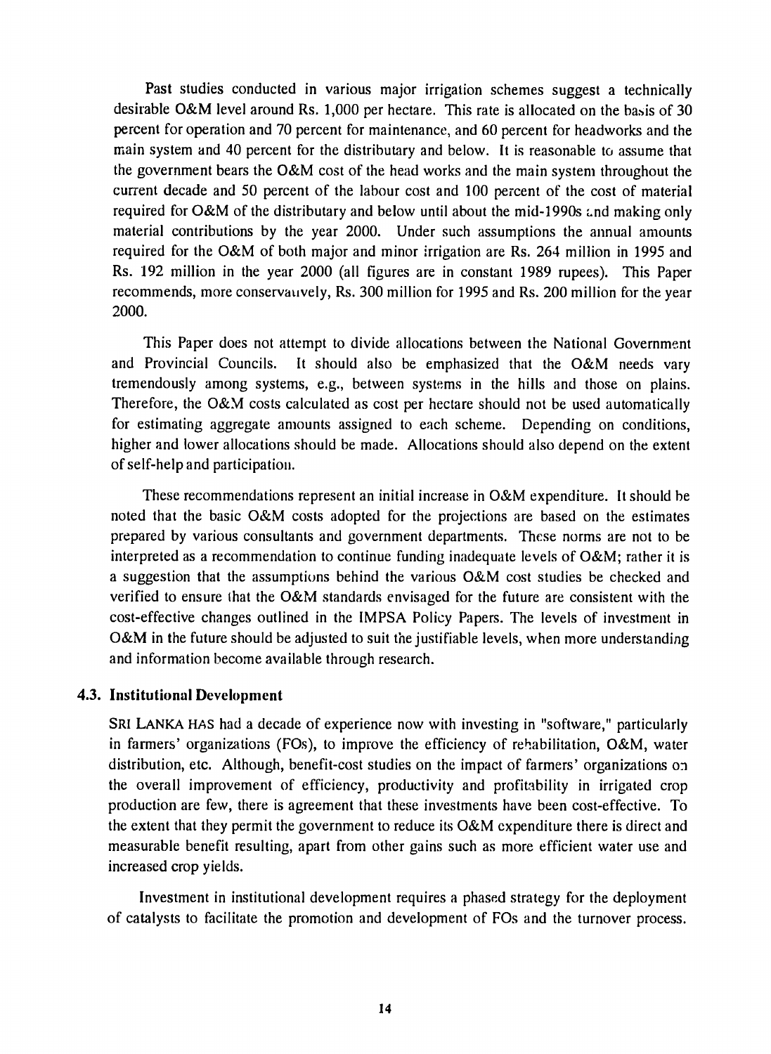Past studies conducted in various major irrigation schemes suggest a technically desirable O&M level around Rs. 1,000 per hectare. This rate is allocated on the basis of 30 percent for operation and 70 percent for maintenance, and 60 percent for headworks and the main system and 40 percent for the distributary and below. It is reasonable to assume that the government bears the O&M cost of the head works and the main system throughout the current decade and 50 percent of the labour cost and 100 percent of the cost of material required for O&M of the distributary and below until about the mid-1990s and making only material contributions by the year 2000. Under such assumptions the annual amounts required for the O&M of both major and minor irrigation are Rs. 264 million in 1995 and Rs. 192 million in the year 2000 (all figures are in constant 1989 rupees). This Paper recommends, more conservatively, Rs. 300 million for 1995 and Rs. 200 million for the year 2000.

This Paper does not attempt to divide allocations between the National Government and Provincial Councils. It should also be emphasized that the O&M needs vary tremendously among systems, e.g., between systems in the hills and those on plains. Therefore, the O&M costs calculated as cost per hectare should not be used automatically for estimating aggregate amounts assigned to each scheme. Depending on conditions, higher and lower allocations should be made. Allocations should also depend on the extent of self-help and participation.

These recommendations represent an initial increase in O&M expenditure. It should be noted that the basic O&M costs adopted for the projections are based on the estimates prepared by various consultants and government departments. These norms are not to be interpreted as a recommendation to continue funding inadequate levels of O&M; rather it is a suggestion that the assumptions behind the various O&M cost studies be checked and verified to ensure that the O&M standards envisaged for the future are consistent with the cost-effective changes outlined in the IMPSA Policy Papers. The levels of investment in O&M in the future should be adjusted to suit the justifiable levels, when more understanding and information become available through research.

### 4.3. Institutional Development

SRI LANKA HAS had a decade of experience now with investing in "software," particularly in farmers' organizations (FOs), to improve the efficiency of rehabilitation, O&M, water distribution, etc. Although, benefit-cost studies on the impact of farmers' organizations on the overall improvement of efficiency, productivity and profitability in irrigated crop production are few, there is agreement that these investments have been cost-effective. To the extent that they permit the government to reduce its O&M expenditure there is direct and measurable benefit resulting, apart from other gains such as more efficient water use and increased crop yields.

Investment in institutional development requires a phased strategy for the deployment of catalysts to facilitate the promotion and development of FOs and the turnover process.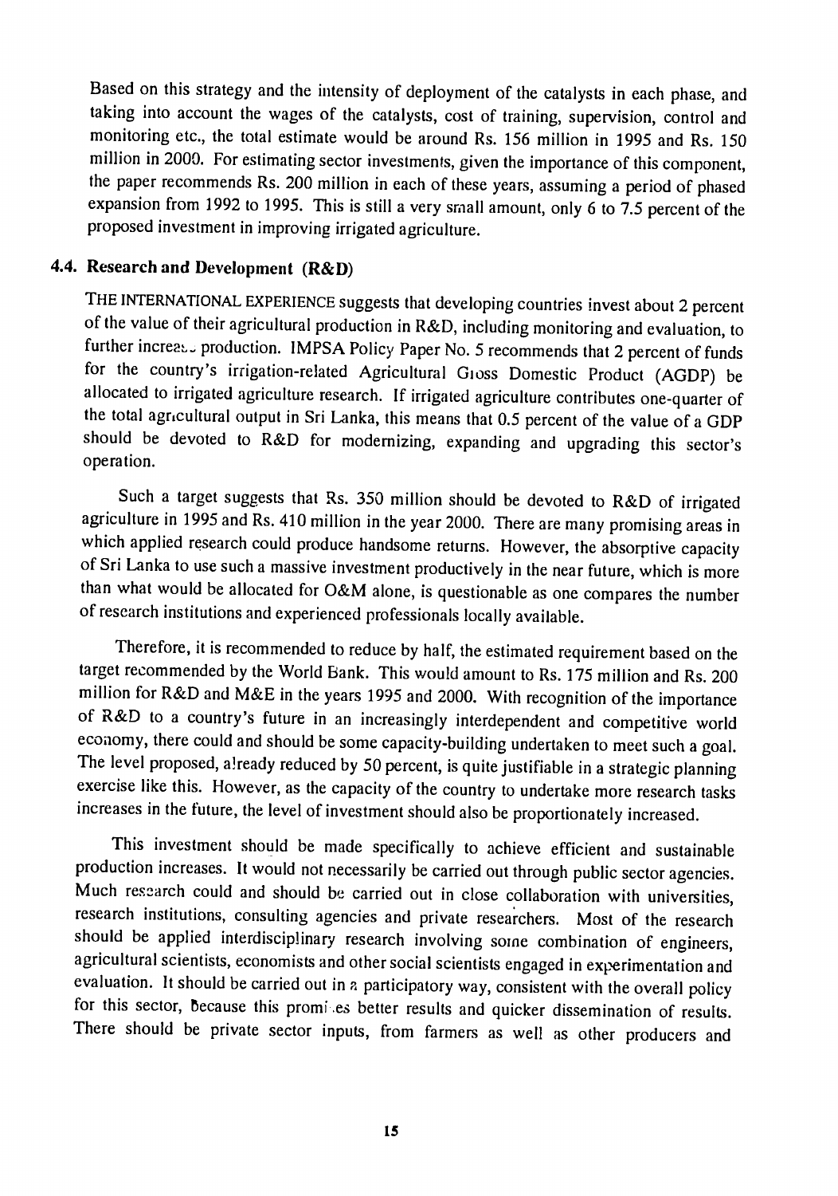Based on this strategy and the intensity of deployment of the catalysts in each phase, and taking into account the wages of the catalysts, cost of training, supervision, control and monitoring etc., the total estimate would be around Rs. 156 million in 1995 and Rs. 150 million in 2000. For estimating sector investments, given the importance of this component, the paper recommends Rs. 200 million in each of these years, assuming a period of phased expansion from 1992 to 1995. This is still a very small amount, only 6 to 7.5 percent of the proposed investment in improving irrigated agriculture.

## 4.4. Research and Development (R&D)

THE INTERNATIONAL EXPERIENCE suggests that developing countries invest about 2 percent of the value of their agricultural production in R&D, including monitoring and evaluation, to further increase production. IMPSA Policy Paper No. 5 recommends that 2 percent of funds for the country's irrigation-related Agricultural Gross Domestic Product (AGDP) be allocated to irrigated agriculture research. If irrigated agriculture contributes one-quarter of the total agricultural output in Sri Lanka, this means that 0.5 percent of the value of a GDP should be devoted to R&D for modernizing, expanding and upgrading this sector's operation.

Such a target suggests that Rs. 350 million should be devoted to R&D of irrigated agriculture in 1995 and Rs. 410 million in the year 2000. There are many promising areas in which applied research could produce handsome returns. However, the absorptive capacity of Sri Lanka to use such a massive investment productively in the near future, which is more than what would be allocated for O&M alone, is questionable as one compares the number of research institutions and experienced professionals locally available.

Therefore, it is recommended to reduce by half, the estimated requirement based on the target recommended by the World Bank. This would amount to Rs. 175 million and Rs. 200 million for R&D and M&E in the years 1995 and 2000. With recognition of the importance of R&D to a country's future in an increasingly interdependent and competitive world economy, there could and should be some capacity-building undertaken to meet such a goal. The level proposed, already reduced by 50 percent, is quite justifiable in a strategic planning exercise like this. However, as the capacity of the country to undertake more research tasks increases in the future, the level of investment should also be proportionately increased.

This investment should be made specifically to achieve efficient and sustainable production increases. It would not necessarily be carried out through public sector agencies. Much research could and should be carried out in close collaboration with universities, research institutions, consulting agencies and private researchers. Most of the research should be applied interdisciplinary research involving some combination of engineers, agricultural scientists, economists and other social scientists engaged in experimentation and evaluation. It should be carried out in a participatory way, consistent with the overall policy for this sector, because this promises better results and quicker dissemination of results. There should be private sector inputs, from farmers as well as other producers and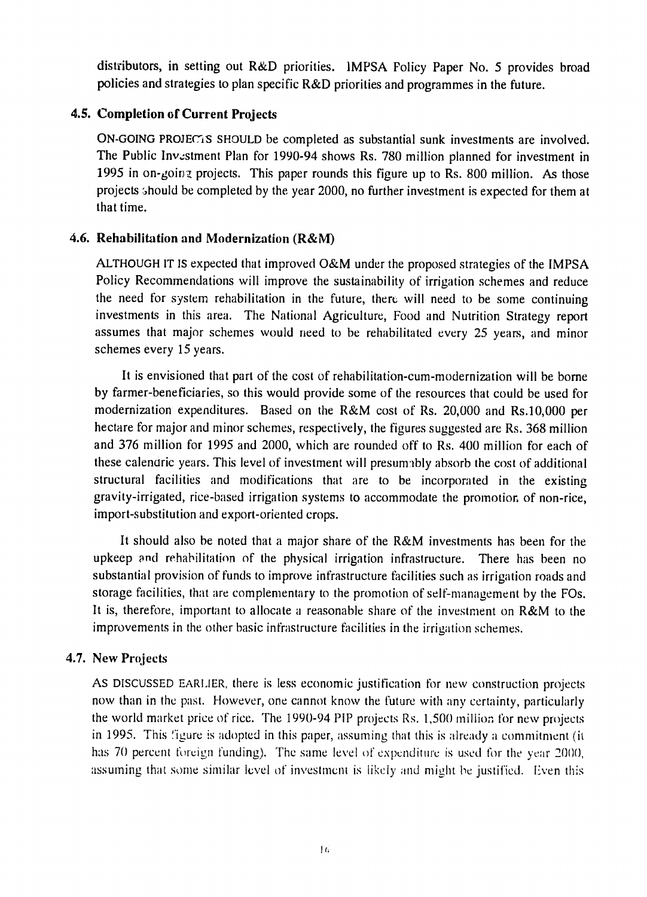distributors, in setting out R&D priorities. IMPSA Policy Paper No. 5 provides broad policies and strategies to plan specific R&D priorities and programmes in the future.

## 4.5. Completion of Current Projects

ON-GOING PROJECTS SHOULD be completed as substantial sunk investments are involved. The Public Investment Plan for 1990-94 shows Rs. 780 million planned for investment in 1995 in on-going projects. This paper rounds this figure up to Rs. 800 million. As those projects should be completed by the year 2000, no further investment is expected for them at that time.

## 4.6. Rehabilitation and Modernization (R&M)

ALTHOUGH IT IS expected that improved O&M under the proposed strategies of the IMPSA Policy Recommendations will improve the sustainability of irrigation schemes and reduce the need for system rehabilitation in the future, there will need to be some continuing investments in this area. The National Agriculture, Food and Nutrition Strategy report assumes that major schemes would need to be rehabilitated every 25 years, and minor schemes every 15 years.

It is envisioned that part of the cost of rehabilitation-cum-modernization will be borne by farmer-beneficiaries, so this would provide some of the resources that could be used for modernization expenditures. Based on the R&M cost of Rs. 20,000 and Rs.10,000 per hectare for major and minor schemes, respectively, the figures suggested are Rs. 368 million and 376 million for 1995 and 2000, which are rounded off to Rs. 400 million for each of these calendric years. This level of investment will presumably absorb the cost of additional structural facilities and modifications that are to be incorporated in the existing gravity-irrigated, rice-based irrigation systems to accommodate the promotion of non-rice, import-substitution and export-oriented crops.

It should also be noted that a major share of the R&M investments has been for the upkeep and rehabilitation of the physical irrigation infrastructure. There has been no substantial provision of funds to improve infrastructure facilities such as irrigation roads and storage facilities, that are complementary to the promotion of self-management by the FOs. It is, therefore, important to allocate a reasonable share of the investment on R&M to the improvements in the other basic infrastructure facilities in the irrigation schemes.

## 4.7. New Projects

AS DISCUSSED EARLIER, there is less economic justification for new construction projects now than in the past. However, one cannot know the future with any certainty, particularly the world market price of rice. The 1990-94 PIP projects Rs. 1,500 million for new projects in 1995. This figure is adopted in this paper, assuming that this is already a commitment (it has 70 percent foreign funding). The same level of expenditure is used for the year 2000, assuming that some similar level of investment is likely and might be justified. Even this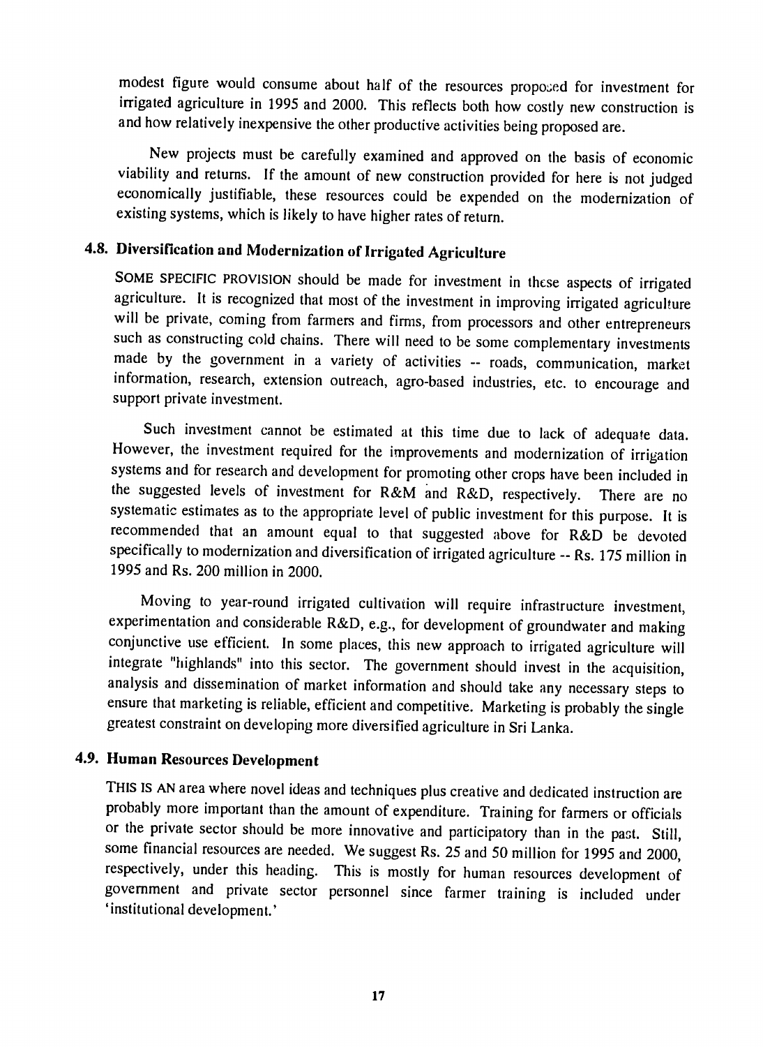modest figure would consume about half of the resources proposed for investment for irrigated agriculture in 1995 and 2000. This reflects both how costly new construction is and how relatively inexpensive the other productive activities being proposed are.

New projects must be carefully examined and approved on the basis of economic viability and returns. If the amount of new construction provided for here is not judged economically justifiable, these resources could be expended on the modernization of existing systems, which is likely to have higher rates of return.

## 4.8. Diversification and Modernization of Irrigated Agriculture

SOME SPECIFIC PROVISION should be made for investment in these aspects of irrigated agriculture. It is recognized that most of the investment in improving irrigated agriculture will be private, coming from farmers and firms, from processors and other entrepreneurs such as constructing cold chains. There will need to be some complementary investments made by the government in a variety of activities -- roads, communication, market information, research, extension outreach, agro-based industries, etc. to encourage and support private investment.

Such investment cannot be estimated at this time due to lack of adequate data. However, the investment required for the improvements and modernization of irrigation systems and for research and development for promoting other crops have been included in the suggested levels of investment for R&M and R&D, respectively. There are no systematic estimates as to the appropriate level of public investment for this purpose. It is recommended that an amount equal to that suggested above for R&D be devoted specifically to modernization and diversification of irrigated agriculture -- Rs. 175 million in 1995 and Rs. 200 million in 2000.

Moving to year-round irrigated cultivation will require infrastructure investment, experimentation and considerable R&D, e.g., for development of groundwater and making conjunctive use efficient. In some places, this new approach to irrigated agriculture will integrate "highlands" into this sector. The government should invest in the acquisition, analysis and dissemination of market information and should take any necessary steps to ensure that marketing is reliable, efficient and competitive. Marketing is probably the single greatest constraint on developing more diversified agriculture in Sri Lanka.

## 4.9. Human Resources Development

THIS IS AN area where novel ideas and techniques plus creative and dedicated instruction are probably more important than the amount of expenditure. Training for farmers or officials or the private sector should be more innovative and participatory than in the past. Still, some financial resources are needed. We suggest Rs. 25 and 50 million for 1995 and 2000, respectively, under this heading. This is mostly for human resources development of government and private sector personnel since farmer training is included under 'institutional development.'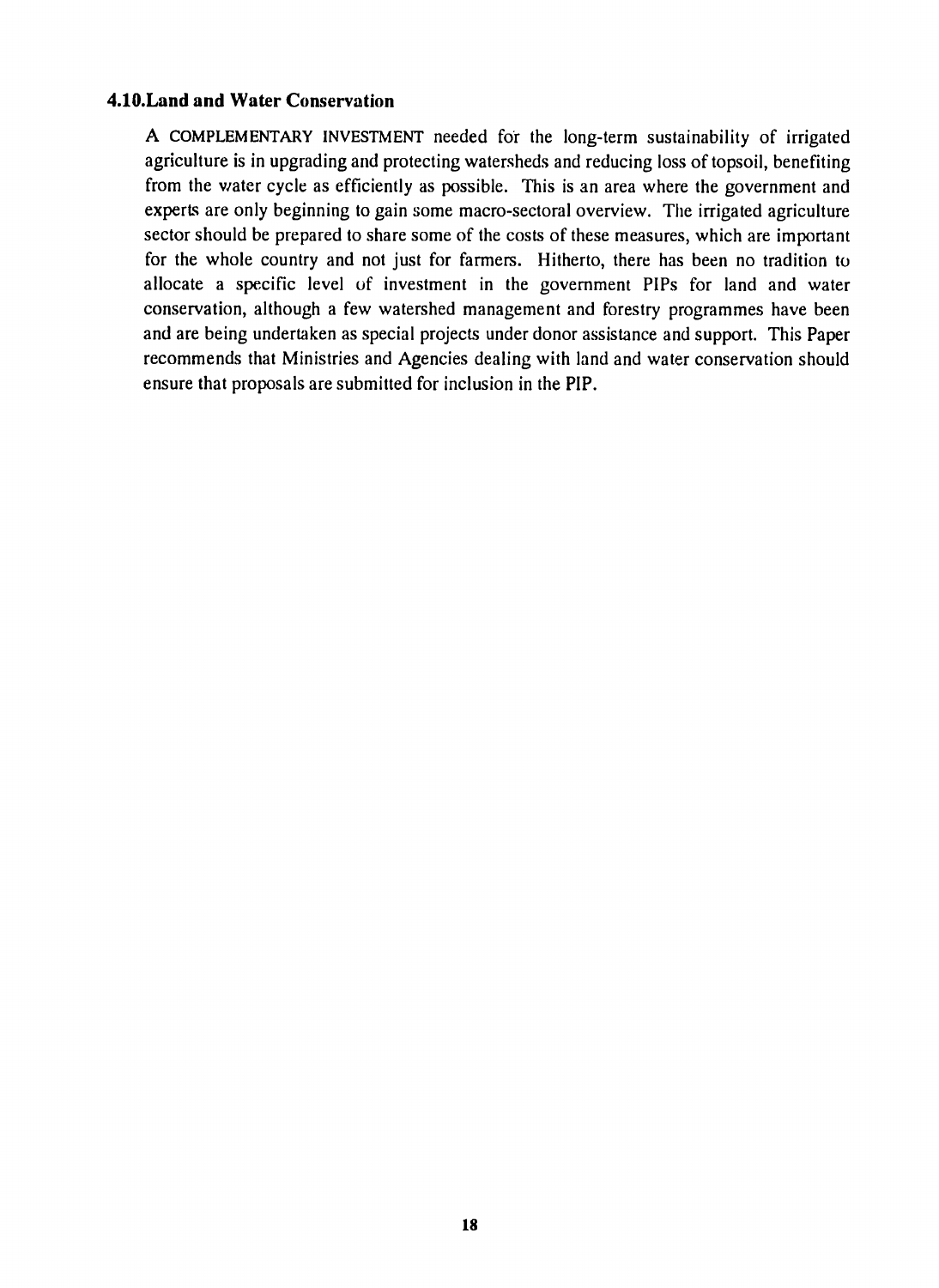### 4.10. Land and Water Conservation

A COMPLEMENTARY INVESTMENT needed for the long-term sustainability of irrigated agriculture is in upgrading and protecting watersheds and reducing loss of topsoil, benefiting from the water cycle as efficiently as possible. This is an area where the government and experts are only beginning to gain some macro-sectoral overview. The irrigated agriculture sector should be prepared to share some of the costs of these measures, which are important for the whole country and not just for farmers. Hitherto, there has been no tradition to allocate a specific level of investment in the government PIPs for land and water conservation, although a few watershed management and forestry programmes have been and are being undertaken as special projects under donor assistance and support. This Paper recommends that Ministries and Agencies dealing with land and water conservation should ensure that proposals are submitted for inclusion in the PIP.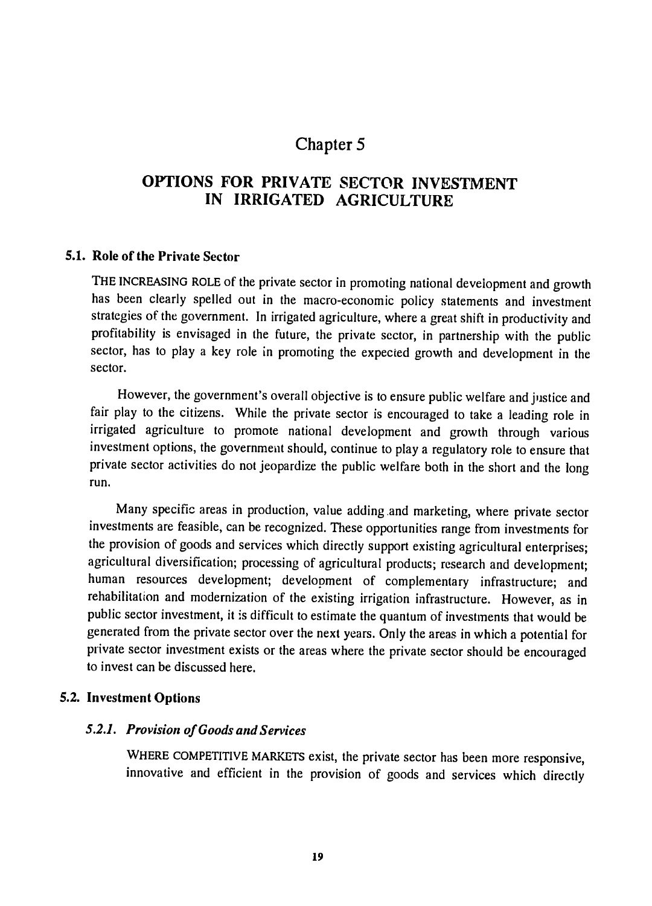# Chapter 5

# OPTIONS FOR PRIVATE SECTOR INVESTMENT IN IRRIGATED AGRICULTURE

## 5.1. Role of the Private Sector

THE INCREASING ROLE of the private sector in promoting national development and growth has been clearly spelled out in the macro-economic policy statements and investment strategies of the government. In irrigated agriculture, where a great shift in productivity and profitability is envisaged in the future, the private sector, in partnership with the public sector, has to play a key role in promoting the expected growth and development in the sector.

However, the government's overall objective is to ensure public welfare and justice and fair play to the citizens. While the private sector is encouraged to take a leading role in irrigated agriculture to promote national development and growth through various investment options, the government should, continue to play a regulatory role to ensure that private sector activities do not jeopardize the public welfare both in the short and the long run.

Many specific areas in production, value adding and marketing, where private sector investments are feasible, can be recognized. These opportunities range from investments for the provision of goods and services which directly support existing agricultural enterprises; agricultural diversification; processing of agricultural products; research and development; human resources development; development of complementary infrastructure; and rehabilitation and modernization of the existing irrigation infrastructure. However, as in public sector investment, it is difficult to estimate the quantum of investments that would be generated from the private sector over the next years. Only the areas in which a potential for private sector investment exists or the areas where the private sector should be encouraged to invest can be discussed here.

## 5.2. Investment Options

### *5.2.1. Provision of Goods and Services*

WHERE COMPETITIVE MARKETS exist, the private sector has been more responsive, innovative and efficient in the provision of goods and services which directly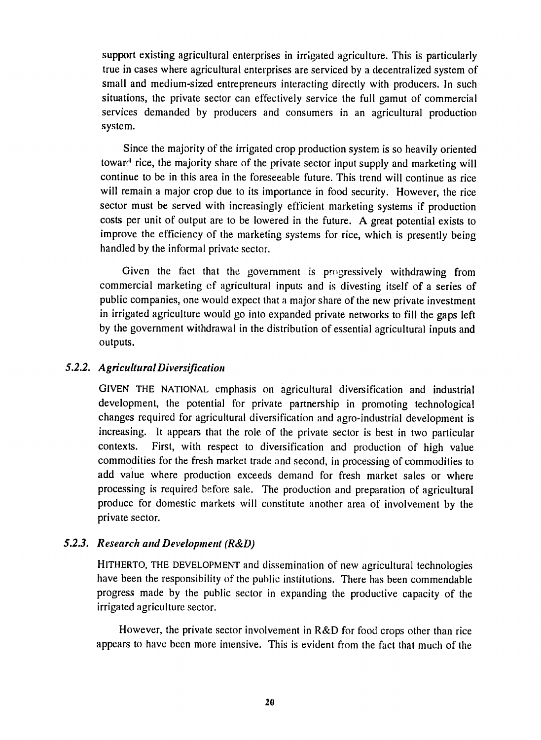support existing agricultural enterprises in irrigated agriculture. This is particularly true in cases where agricultural enterprises are serviced by a decentralized system of small and medium-sized entrepreneurs interacting directly with producers. In such situations, the private sector can effectively service the full gamut of commercial services demanded by producers and consumers in an agricultural production system.

Since the majority of the irrigated crop production system is so heavily oriented toward rice, the majority share of the private sector input supply and marketing will continue to be in this area in the foreseeable future. This trend will continue as rice will remain a major crop due to its importance in food security. However, the rice sector must be served with increasingly efficient marketing systems if production costs per unit of output are to be lowered in the future. A great potential exists to improve the efficiency of the marketing systems for rice, which is presently being handled by the informal private sector.

Given the fact that the government is progressively withdrawing from commercial marketing of agricultural inputs and is divesting itself of a series of public companies, one would expect that a major share of the new private investment in irrigated agriculture would go into expanded private networks to fill the gaps left by the government withdrawal in the distribution of essential agricultural inputs and outputs.

### *5.2.2. Agricultural Diversification*

GIVEN THE NATIONAL emphasis on agricultural diversification and industrial development, the potential for private partnership in promoting technological changes required for agricultural diversification and agro-industrial development is increasing. It appears that the role of the private sector is best in two particular contexts. First, with respect to diversification and production of high value commodities for the fresh market trade and second, in processing of commodities to add value where production exceeds demand for fresh market sales or where processing is required before sale. The production and preparation of agricultural produce for domestic markets will constitute another area of involvement by the private sector.

### *5.2.3. Research and Development (R&D)*

HITHERTO, THE DEVELOPMENT and dissemination of new agricultural technologies have been the responsibility of the public institutions. There has been commendable progress made by the public sector in expanding the productive capacity of the irrigated agriculture sector.

However, the private sector involvement in R&D for food crops other than rice appears to have been more intensive. This is evident from the fact that much of the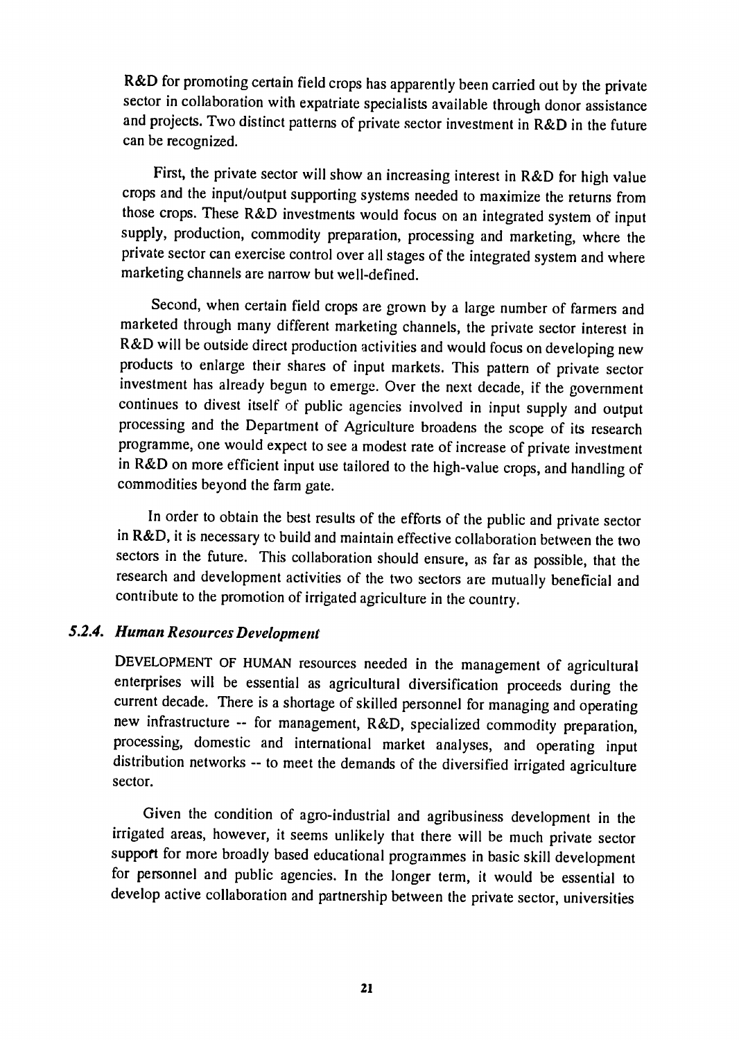R&D for promoting certain field crops has apparently been carried out by the private sector in collaboration with expatriate specialists available through donor assistance and projects. Two distinct patterns of private sector investment in R&D in the future can be recognized.

First, the private sector will show an increasing interest in R&D for high value crops and the input/output supporting systems needed to maximize the returns from those crops. These R&D investments would focus on an integrated system of input supply, production, commodity preparation, processing and marketing, where the private sector can exercise control over all stages of the integrated system and where marketing channels are narrow but well-defined.

Second, when certain field crops are grown by a large number of farmers and marketed through many different marketing channels, the private sector interest in R&D will be outside direct production activities and would focus on developing new products to enlarge their shares of input markets. This pattern of private sector investment has already begun to emerge. Over the next decade, if the government continues to divest itself of public agencies involved in input supply and output processing and the Department of Agriculture broadens the scope of its research programme, one would expect to see a modest rate of increase of private investment in R&D on more efficient input use tailored to the high-value crops, and handling of commodities beyond the farm gate.

In order to obtain the best results of the efforts of the public and private sector in R&D, it is necessary to build and maintain effective collaboration between the two sectors in the future. This collaboration should ensure, as far as possible, that the research and development activities of the two sectors are mutually beneficial and contribute to the promotion of irrigated agriculture in the country.

### *5.2.4. Human Resources Development*

DEVELOPMENT OF HUMAN resources needed in the management of agricultural enterprises will be essential as agricultural diversification proceeds during the current decade. There is a shortage of skilled personnel for managing and operating new infrastructure -- for management, R&D, specialized commodity preparation, processing, domestic and international market analyses, and operating input distribution networks -- to meet the demands of the diversified irrigated agriculture sector.

Given the condition of agro-industrial and agribusiness development in the irrigated areas, however, it seems unlikely that there will be much private sector support for more broadly based educational programmes in basic skill development for personnel and public agencies. In the longer term, it would be essential to develop active collaboration and partnership between the private sector, universities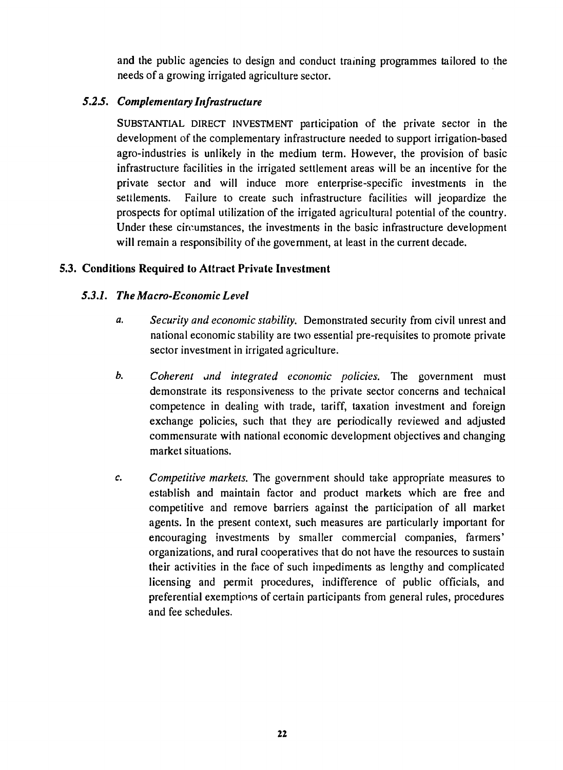and the public agencies to design and conduct training programmes tailored to the needs of a growing irrigated agriculture sector.

### *5.2.5. Complementary Infrastructure*

SUBSTANTIAL DIRECT INVESTMENT participation of the private sector in the development of the complementary infrastructure needed to support irrigation-based agro-industries is unlikely in the medium term. However, the provision of basic infrastructure facilities in the irrigated settlement areas will be an incentive for the private sector and will induce more enterprise-specific investments in the settlements. Failure to create such infrastructure facilities will jeopardize the prospects for optimal utilization of the irrigated agricultural potential of the country. Under these circumstances, the investments in the basic infrastructure development will remain a responsibility of the government, at least in the current decade.

## 5.3. Conditions Required to Attract Private Investment

### *5.3.1. The Macro-Economic Level*

*a.* *Security and economic stability.* Demonstrated security from civil unrest and national economic stability are two essential pre-requisites to promote private sector investment in irrigated agriculture.

*b.* *Coherent and integrated economic policies.* The government must demonstrate its responsiveness to the private sector concerns and technical competence in dealing with trade, tariff, taxation investment and foreign exchange policies, such that they are periodically reviewed and adjusted commensurate with national economic development objectives and changing market situations.

*c.* *Competitive markets.* The government should take appropriate measures to establish and maintain factor and product markets which are free and competitive and remove barriers against the participation of all market agents. In the present context, such measures are particularly important for encouraging investments by smaller commercial companies, farmers' organizations, and rural cooperatives that do not have the resources to sustain their activities in the face of such impediments as lengthy and complicated licensing and permit procedures, indifference of public officials, and preferential exemptions of certain participants from general rules, procedures and fee schedules.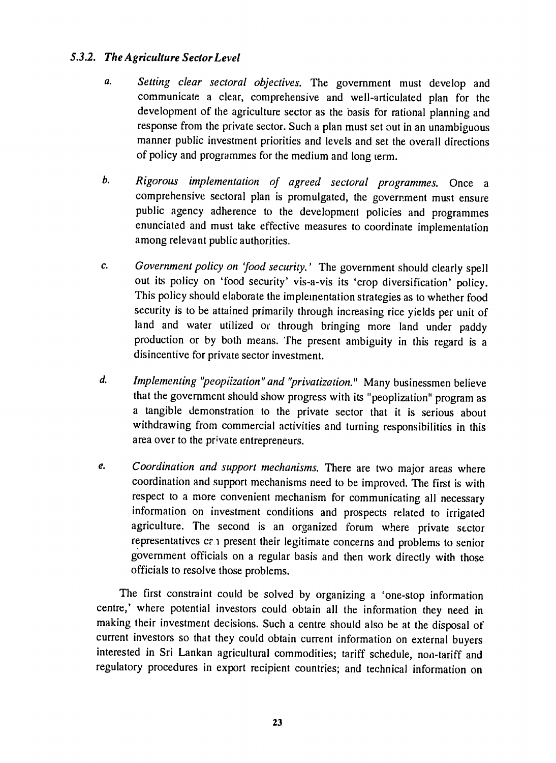### *5.3.2. The Agriculture Sector Level*

a. *Setting clear sectoral objectives.* The government must develop and communicate a clear, comprehensive and well-articulated plan for the development of the agriculture sector as the basis for rational planning and response from the private sector. Such a plan must set out in an unambiguous manner public investment priorities and levels and set the overall directions of policy and programmes for the medium and long term.

b. *Rigorous implementation of agreed sectoral programmes.* Once a comprehensive sectoral plan is promulgated, the government must ensure public agency adherence to the development policies and programmes enunciated and must take effective measures to coordinate implementation among relevant public authorities.

c. *Government policy on 'food security.'* The government should clearly spell out its policy on 'food security' vis-a-vis its 'crop diversification' policy. This policy should elaborate the implementation strategies as to whether food security is to be attained primarily through increasing rice yields per unit of land and water utilized or through bringing more land under paddy production or by both means. The present ambiguity in this regard is a disincentive for private sector investment.

d. *Implementing "peoplization" and "privatization."* Many businessmen believe that the government should show progress with its "peoplization" program as a tangible demonstration to the private sector that it is serious about withdrawing from commercial activities and turning responsibilities in this area over to the private entrepreneurs.

e. *Coordination and support mechanisms.* There are two major areas where coordination and support mechanisms need to be improved. The first is with respect to a more convenient mechanism for communicating all necessary information on investment conditions and prospects related to irrigated agriculture. The second is an organized forum where private sector representatives can present their legitimate concerns and problems to senior government officials on a regular basis and then work directly with those officials to resolve those problems.

The first constraint could be solved by organizing a 'one-stop information centre,' where potential investors could obtain all the information they need in making their investment decisions. Such a centre should also be at the disposal of current investors so that they could obtain current information on external buyers interested in Sri Lankan agricultural commodities; tariff schedule, non-tariff and regulatory procedures in export recipient countries; and technical information on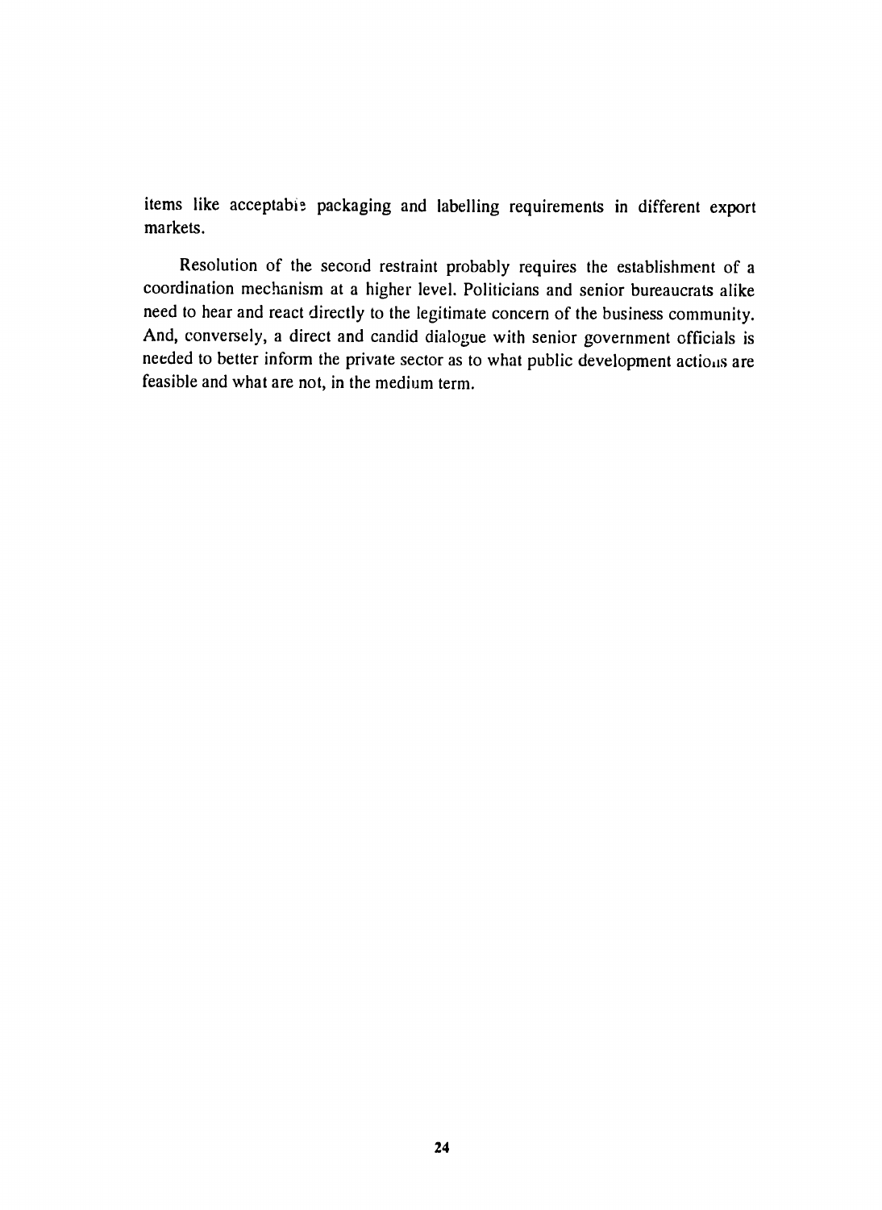items like acceptable packaging and labelling requirements in different export markets.

Resolution of the second restraint probably requires the establishment of a coordination mechanism at a higher level. Politicians and senior bureaucrats alike need to hear and react directly to the legitimate concern of the business community. And, conversely, a direct and candid dialogue with senior government officials is needed to better inform the private sector as to what public development actions are feasible and what are not, in the medium term.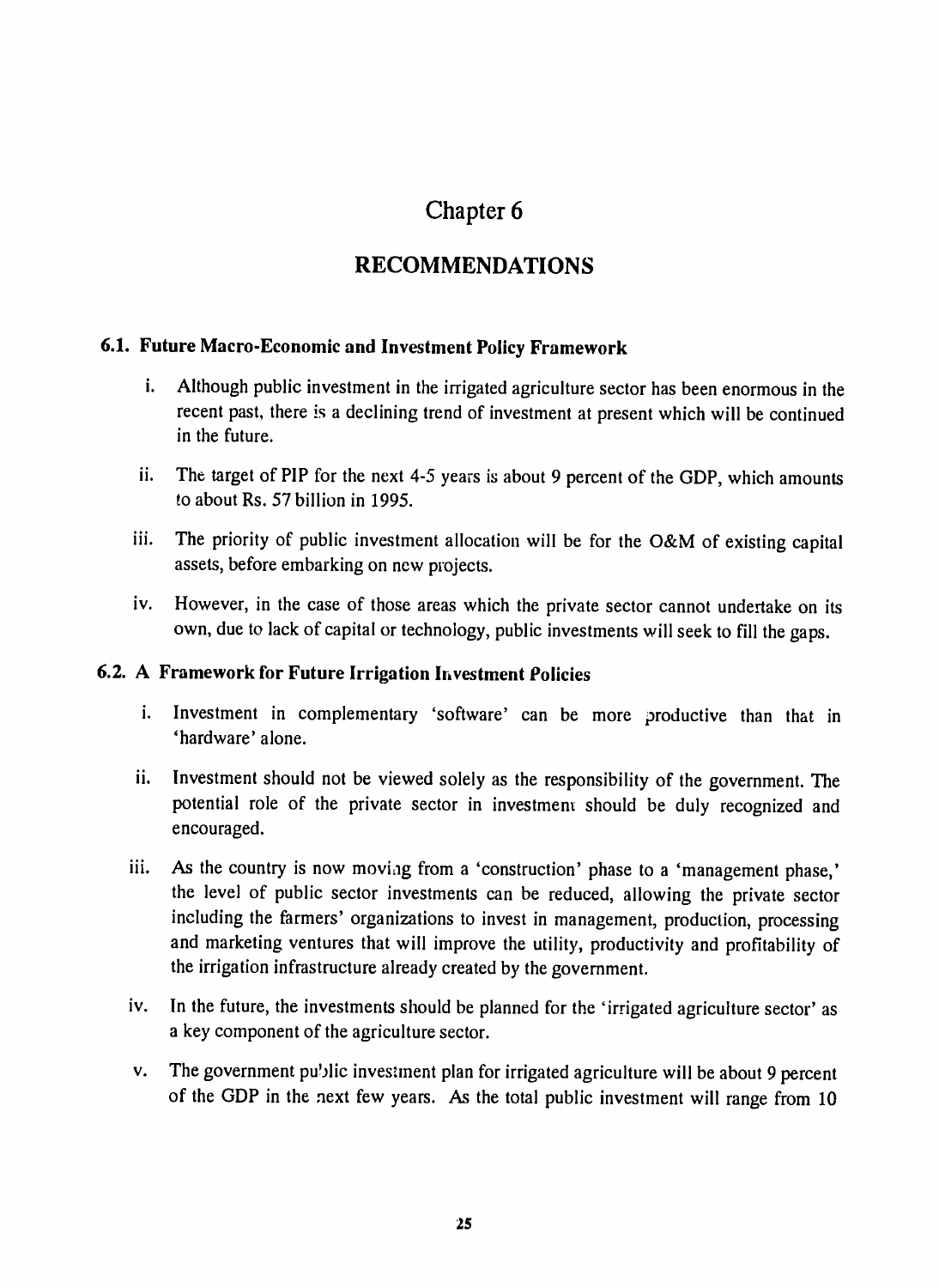# Chapter 6

## RECOMMENDATIONS

### 6.1. Future Macro-Economic and Investment Policy Framework

i. Although public investment in the irrigated agriculture sector has been enormous in the recent past, there is a declining trend of investment at present which will be continued in the future.

ii. The target of PIP for the next 4-5 years is about 9 percent of the GDP, which amounts to about Rs. 57 billion in 1995.

iii. The priority of public investment allocation will be for the O&M of existing capital assets, before embarking on new projects.

iv. However, in the case of those areas which the private sector cannot undertake on its own, due to lack of capital or technology, public investments will seek to fill the gaps.

### 6.2. A Framework for Future Irrigation Investment Policies

i. Investment in complementary 'software' can be more productive than that in 'hardware' alone.

ii. Investment should not be viewed solely as the responsibility of the government. The potential role of the private sector in investment should be duly recognized and encouraged.

iii. As the country is now moving from a 'construction' phase to a 'management phase,' the level of public sector investments can be reduced, allowing the private sector including the farmers' organizations to invest in management, production, processing and marketing ventures that will improve the utility, productivity and profitability of the irrigation infrastructure already created by the government.

iv. In the future, the investments should be planned for the 'irrigated agriculture sector' as a key component of the agriculture sector.

v. The government public investment plan for irrigated agriculture will be about 9 percent of the GDP in the next few years. As the total public investment will range from 10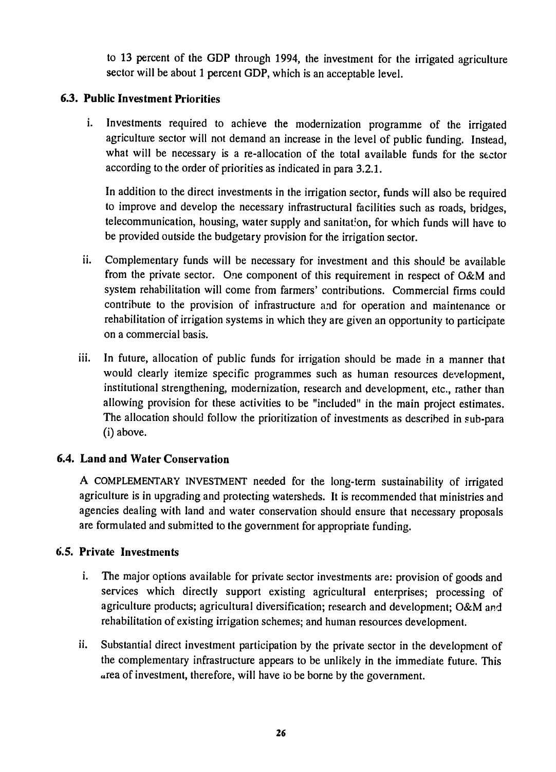to 13 percent of the GDP through 1994, the investment for the irrigated agriculture sector will be about 1 percent GDP, which is an acceptable level.

### 6.3. Public Investment Priorities

i. Investments required to achieve the modernization programme of the irrigated agriculture sector will not demand an increase in the level of public funding. Instead, what will be necessary is a re-allocation of the total available funds for the sector according to the order of priorities as indicated in para 3.2.1.

   In addition to the direct investments in the irrigation sector, funds will also be required to improve and develop the necessary infrastructural facilities such as roads, bridges, telecommunication, housing, water supply and sanitation, for which funds will have to be provided outside the budgetary provision for the irrigation sector.

ii. Complementary funds will be necessary for investment and this should be available from the private sector. One component of this requirement in respect of O&M and system rehabilitation will come from farmers' contributions. Commercial firms could contribute to the provision of infrastructure and for operation and maintenance or rehabilitation of irrigation systems in which they are given an opportunity to participate on a commercial basis.

iii. In future, allocation of public funds for irrigation should be made in a manner that would clearly itemize specific programmes such as human resources development, institutional strengthening, modernization, research and development, etc., rather than allowing provision for these activities to be "included" in the main project estimates. The allocation should follow the prioritization of investments as described in sub-para (i) above.

### 6.4. Land and Water Conservation

A COMPLEMENTARY INVESTMENT needed for the long-term sustainability of irrigated agriculture is in upgrading and protecting watersheds. It is recommended that ministries and agencies dealing with land and water conservation should ensure that necessary proposals are formulated and submitted to the government for appropriate funding.

### 6.5. Private Investments

i. The major options available for private sector investments are: provision of goods and services which directly support existing agricultural enterprises; processing of agriculture products; agricultural diversification; research and development; O&M and rehabilitation of existing irrigation schemes; and human resources development.

ii. Substantial direct investment participation by the private sector in the development of the complementary infrastructure appears to be unlikely in the immediate future. This area of investment, therefore, will have to be borne by the government.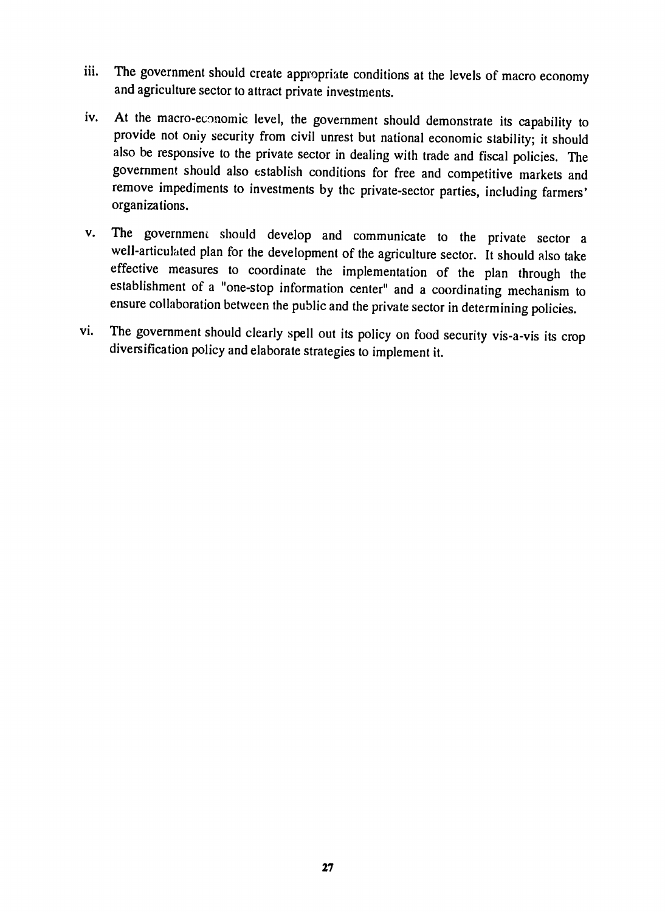iii. The government should create appropriate conditions at the levels of macro economy and agriculture sector to attract private investments.

iv. At the macro-economic level, the government should demonstrate its capability to provide not oniy security from civil unrest but national economic stability; it should also be responsive to the private sector in dealing with trade and fiscal policies. The government should also establish conditions for free and competitive markets and remove impediments to investments by the private-sector parties, including farmers' organizations.

v. The government should develop and communicate to the private sector a well-articulated plan for the development of the agriculture sector. It should also take effective measures to coordinate the implementation of the plan through the establishment of a "one-stop information center" and a coordinating mechanism to ensure collaboration between the public and the private sector in determining policies.

vi. The government should clearly spell out its policy on food security vis-a-vis its crop diversification policy and elaborate strategies to implement it.